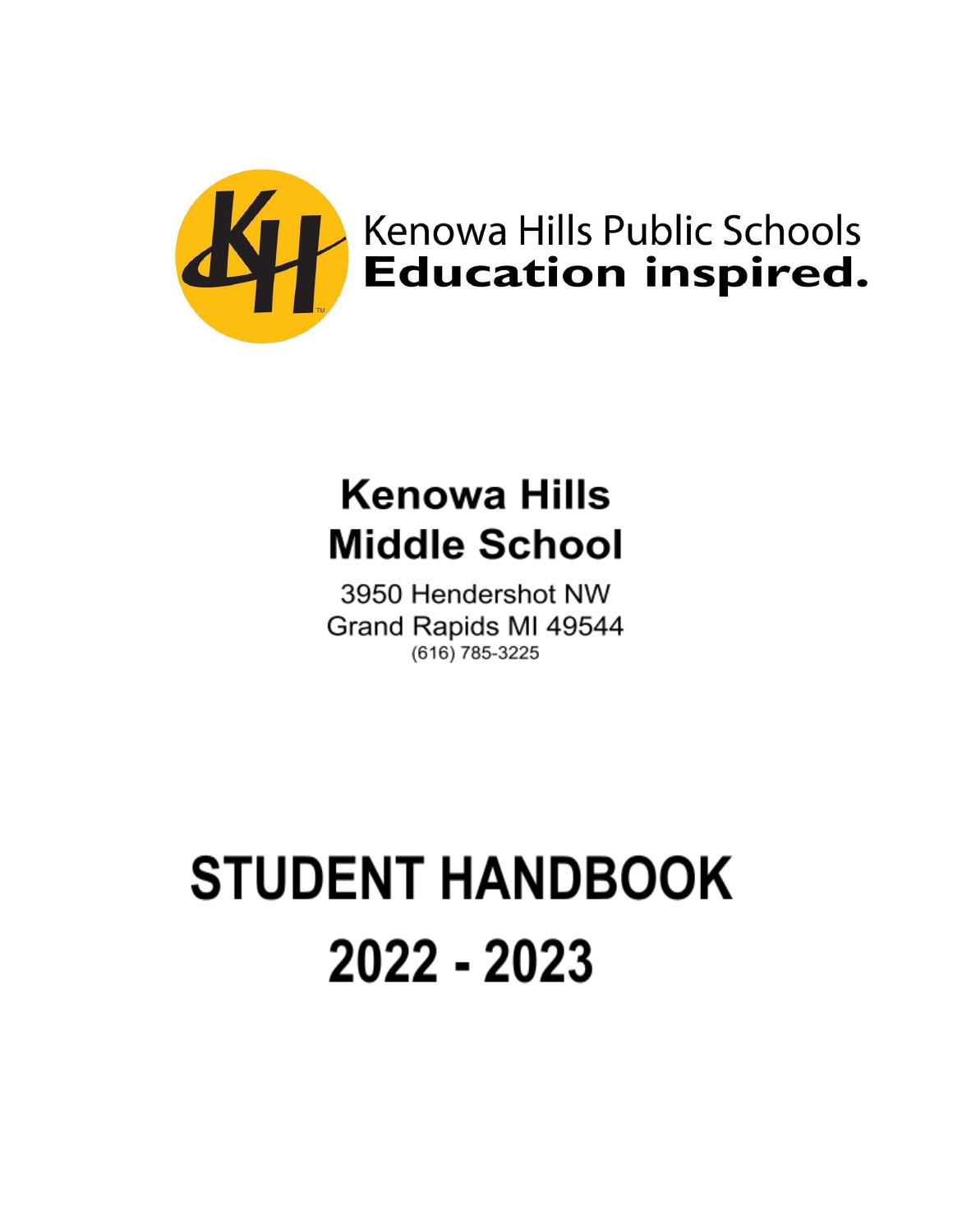Kenowa Hills Public Schools
**Education inspired.**

# Kenowa Hills Middle School

3950 Hendershot NW
Grand Rapids MI 49544
(616) 785-3225

# STUDENT HANDBOOK
# 2022 - 2023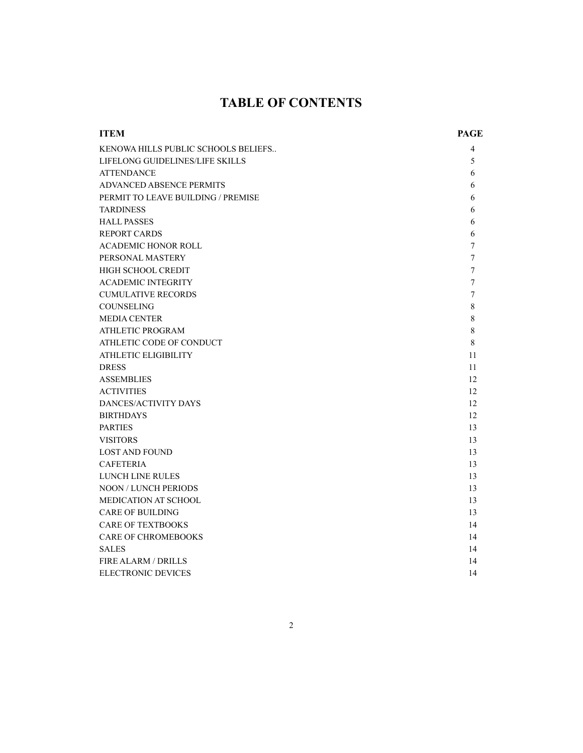# TABLE OF CONTENTS

| ITEM | PAGE |
| --- | --- |
| KENOWA HILLS PUBLIC SCHOOLS BELIEFS.. | 4 |
| LIFELONG GUIDELINES/LIFE SKILLS | 5 |
| ATTENDANCE | 6 |
| ADVANCED ABSENCE PERMITS | 6 |
| PERMIT TO LEAVE BUILDING / PREMISE | 6 |
| TARDINESS | 6 |
| HALL PASSES | 6 |
| REPORT CARDS | 6 |
| ACADEMIC HONOR ROLL | 7 |
| PERSONAL MASTERY | 7 |
| HIGH SCHOOL CREDIT | 7 |
| ACADEMIC INTEGRITY | 7 |
| CUMULATIVE RECORDS | 7 |
| COUNSELING | 8 |
| MEDIA CENTER | 8 |
| ATHLETIC PROGRAM | 8 |
| ATHLETIC CODE OF CONDUCT | 8 |
| ATHLETIC ELIGIBILITY | 11 |
| DRESS | 11 |
| ASSEMBLIES | 12 |
| ACTIVITIES | 12 |
| DANCES/ACTIVITY DAYS | 12 |
| BIRTHDAYS | 12 |
| PARTIES | 13 |
| VISITORS | 13 |
| LOST AND FOUND | 13 |
| CAFETERIA | 13 |
| LUNCH LINE RULES | 13 |
| NOON / LUNCH PERIODS | 13 |
| MEDICATION AT SCHOOL | 13 |
| CARE OF BUILDING | 13 |
| CARE OF TEXTBOOKS | 14 |
| CARE OF CHROMEBOOKS | 14 |
| SALES | 14 |
| FIRE ALARM / DRILLS | 14 |
| ELECTRONIC DEVICES | 14 |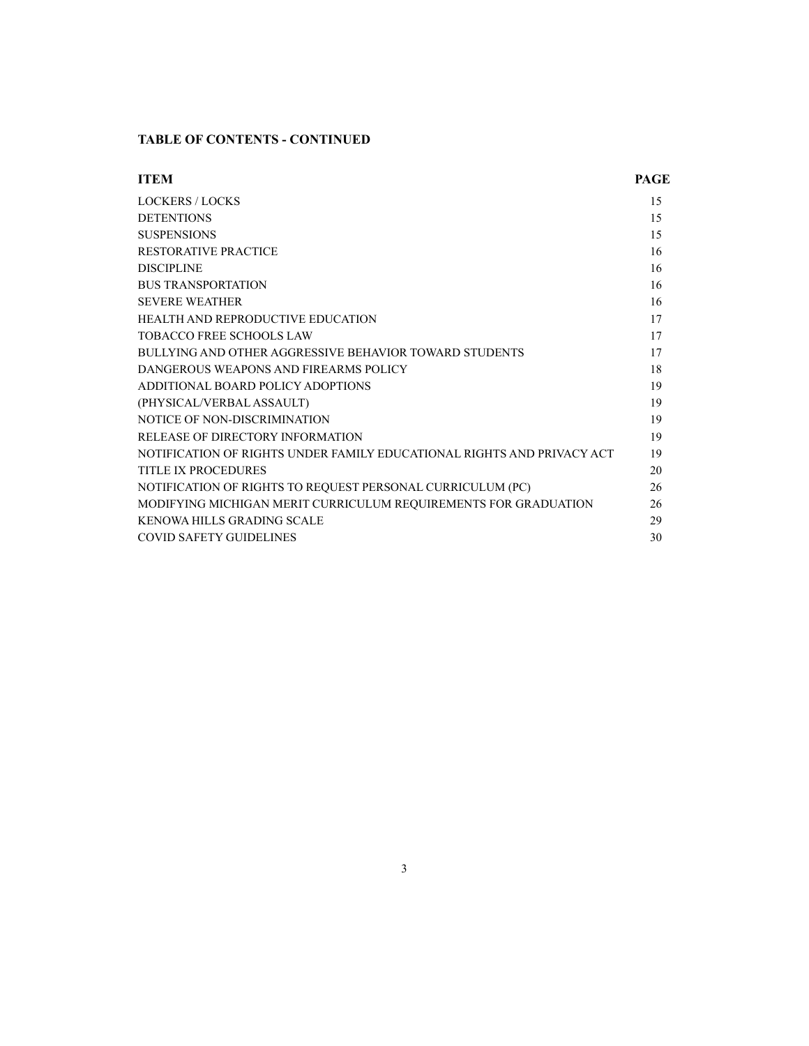**TABLE OF CONTENTS - CONTINUED**

| ITEM | PAGE |
| --- | --- |
| LOCKERS / LOCKS | 15 |
| DETENTIONS | 15 |
| SUSPENSIONS | 15 |
| RESTORATIVE PRACTICE | 16 |
| DISCIPLINE | 16 |
| BUS TRANSPORTATION | 16 |
| SEVERE WEATHER | 16 |
| HEALTH AND REPRODUCTIVE EDUCATION | 17 |
| TOBACCO FREE SCHOOLS LAW | 17 |
| BULLYING AND OTHER AGGRESSIVE BEHAVIOR TOWARD STUDENTS | 17 |
| DANGEROUS WEAPONS AND FIREARMS POLICY | 18 |
| ADDITIONAL BOARD POLICY ADOPTIONS | 19 |
| (PHYSICAL/VERBAL ASSAULT) | 19 |
| NOTICE OF NON-DISCRIMINATION | 19 |
| RELEASE OF DIRECTORY INFORMATION | 19 |
| NOTIFICATION OF RIGHTS UNDER FAMILY EDUCATIONAL RIGHTS AND PRIVACY ACT | 19 |
| TITLE IX PROCEDURES | 20 |
| NOTIFICATION OF RIGHTS TO REQUEST PERSONAL CURRICULUM (PC) | 26 |
| MODIFYING MICHIGAN MERIT CURRICULUM REQUIREMENTS FOR GRADUATION | 26 |
| KENOWA HILLS GRADING SCALE | 29 |
| COVID SAFETY GUIDELINES | 30 |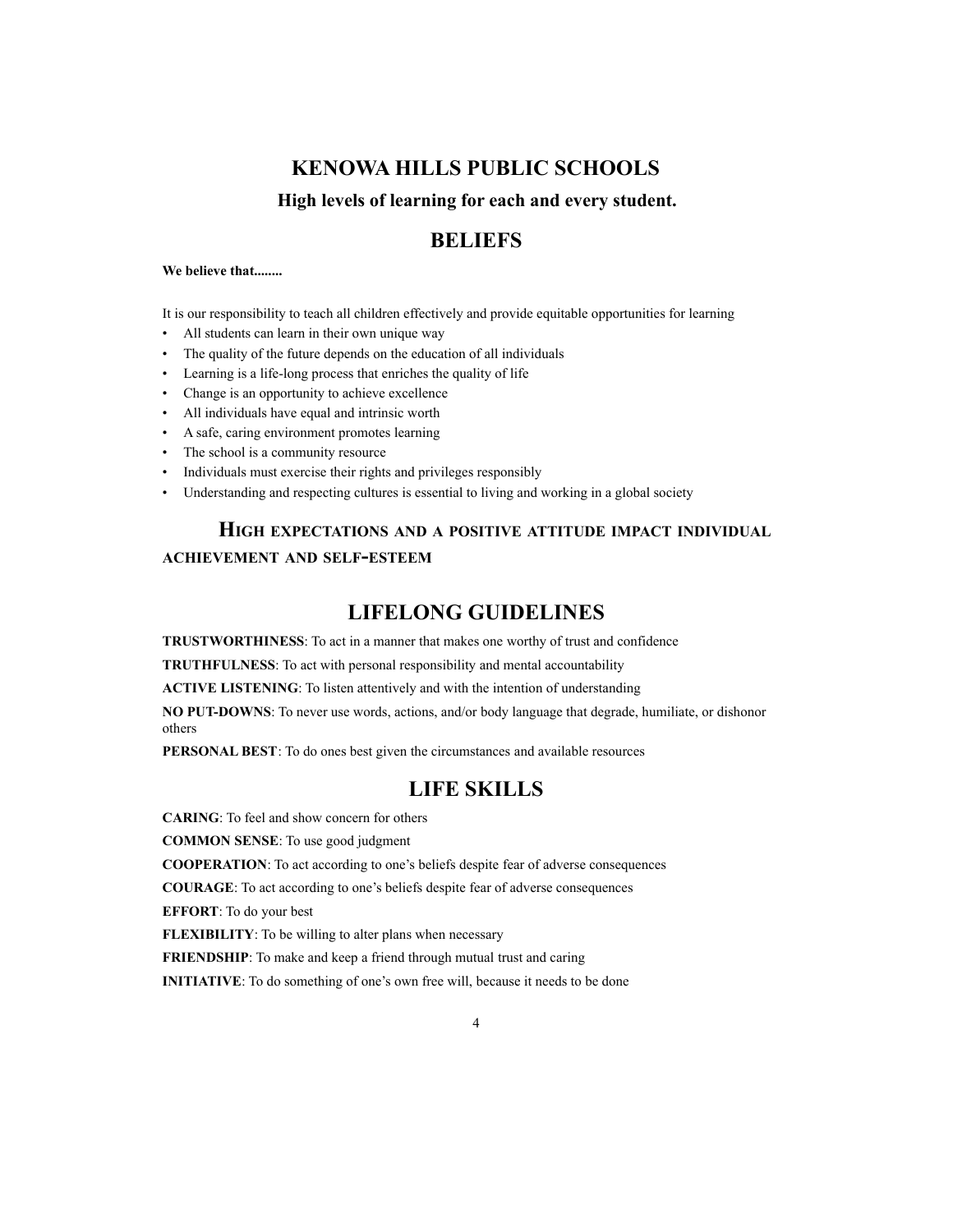# KENOWA HILLS PUBLIC SCHOOLS

### High levels of learning for each and every student.

## BELIEFS

**We believe that........**

It is our responsibility to teach all children effectively and provide equitable opportunities for learning

- All students can learn in their own unique way
- The quality of the future depends on the education of all individuals
- Learning is a life-long process that enriches the quality of life
- Change is an opportunity to achieve excellence
- All individuals have equal and intrinsic worth
- A safe, caring environment promotes learning
- The school is a community resource
- Individuals must exercise their rights and privileges responsibly
- Understanding and respecting cultures is essential to living and working in a global society

### HIGH EXPECTATIONS AND A POSITIVE ATTITUDE IMPACT INDIVIDUAL ACHIEVEMENT AND SELF-ESTEEM

## LIFELONG GUIDELINES

**TRUSTWORTHINESS**: To act in a manner that makes one worthy of trust and confidence

**TRUTHFULNESS**: To act with personal responsibility and mental accountability

**ACTIVE LISTENING**: To listen attentively and with the intention of understanding

**NO PUT-DOWNS**: To never use words, actions, and/or body language that degrade, humiliate, or dishonor others

**PERSONAL BEST**: To do ones best given the circumstances and available resources

## LIFE SKILLS

**CARING**: To feel and show concern for others

**COMMON SENSE**: To use good judgment

**COOPERATION**: To act according to one's beliefs despite fear of adverse consequences

**COURAGE**: To act according to one's beliefs despite fear of adverse consequences

**EFFORT**: To do your best

**FLEXIBILITY**: To be willing to alter plans when necessary

**FRIENDSHIP**: To make and keep a friend through mutual trust and caring

**INITIATIVE**: To do something of one's own free will, because it needs to be done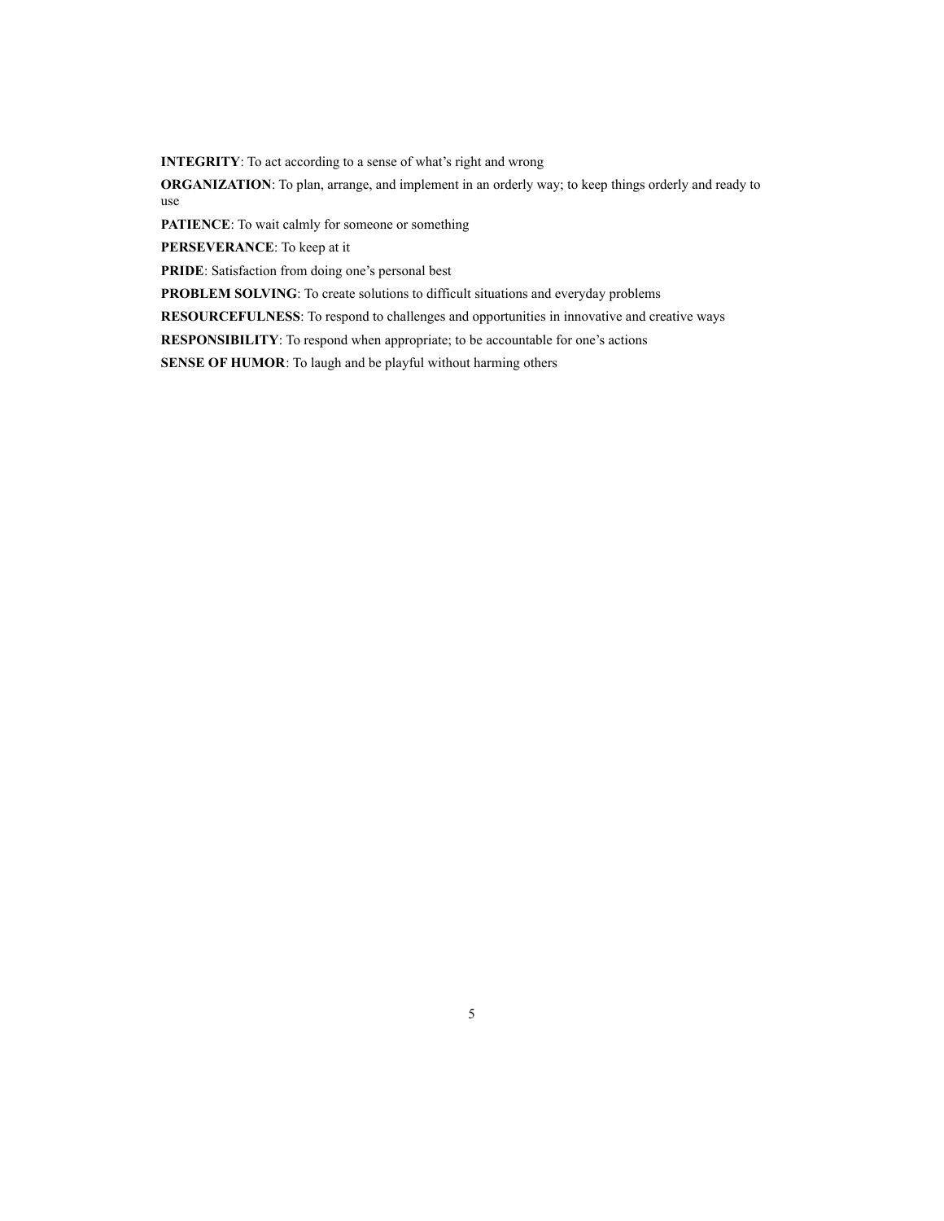**INTEGRITY**: To act according to a sense of what's right and wrong

**ORGANIZATION**: To plan, arrange, and implement in an orderly way; to keep things orderly and ready to use

**PATIENCE**: To wait calmly for someone or something

**PERSEVERANCE**: To keep at it

**PRIDE**: Satisfaction from doing one's personal best

**PROBLEM SOLVING**: To create solutions to difficult situations and everyday problems

**RESOURCEFULNESS**: To respond to challenges and opportunities in innovative and creative ways

**RESPONSIBILITY**: To respond when appropriate; to be accountable for one's actions

**SENSE OF HUMOR**: To laugh and be playful without harming others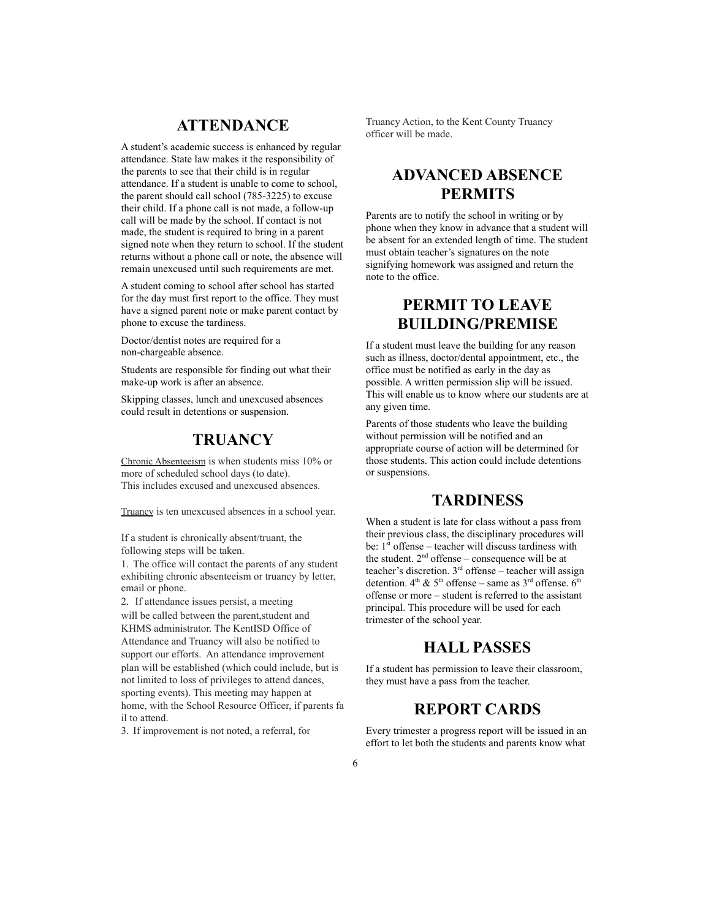## ATTENDANCE

A student's academic success is enhanced by regular attendance. State law makes it the responsibility of the parents to see that their child is in regular attendance. If a student is unable to come to school, the parent should call school (785-3225) to excuse their child. If a phone call is not made, a follow-up call will be made by the school. If contact is not made, the student is required to bring in a parent signed note when they return to school. If the student returns without a phone call or note, the absence will remain unexcused until such requirements are met.

A student coming to school after school has started for the day must first report to the office. They must have a signed parent note or make parent contact by phone to excuse the tardiness.

Doctor/dentist notes are required for a non-chargeable absence.

Students are responsible for finding out what their make-up work is after an absence.

Skipping classes, lunch and unexcused absences could result in detentions or suspension.

## TRUANCY

Chronic Absenteeism is when students miss 10% or more of scheduled school days (to date). This includes excused and unexcused absences.

Truancy is ten unexcused absences in a school year.

If a student is chronically absent/truant, the following steps will be taken.

1. The office will contact the parents of any student exhibiting chronic absenteeism or truancy by letter, email or phone.
2. If attendance issues persist, a meeting will be called between the parent,student and KHMS administrator. The KentISD Office of Attendance and Truancy will also be notified to support our efforts. An attendance improvement plan will be established (which could include, but is not limited to loss of privileges to attend dances, sporting events). This meeting may happen at home, with the School Resource Officer, if parents fa il to attend.
3. If improvement is not noted, a referral, for Truancy Action, to the Kent County Truancy officer will be made.

## ADVANCED ABSENCE PERMITS

Parents are to notify the school in writing or by phone when they know in advance that a student will be absent for an extended length of time. The student must obtain teacher's signatures on the note signifying homework was assigned and return the note to the office.

## PERMIT TO LEAVE BUILDING/PREMISE

If a student must leave the building for any reason such as illness, doctor/dental appointment, etc., the office must be notified as early in the day as possible. A written permission slip will be issued. This will enable us to know where our students are at any given time.

Parents of those students who leave the building without permission will be notified and an appropriate course of action will be determined for those students. This action could include detentions or suspensions.

## TARDINESS

When a student is late for class without a pass from their previous class, the disciplinary procedures will be: 1st offense – teacher will discuss tardiness with the student. 2nd offense – consequence will be at teacher's discretion. 3rd offense – teacher will assign detention. 4th & 5th offense – same as 3rd offense. 6th offense or more – student is referred to the assistant principal. This procedure will be used for each trimester of the school year.

## HALL PASSES

If a student has permission to leave their classroom, they must have a pass from the teacher.

## REPORT CARDS

Every trimester a progress report will be issued in an effort to let both the students and parents know what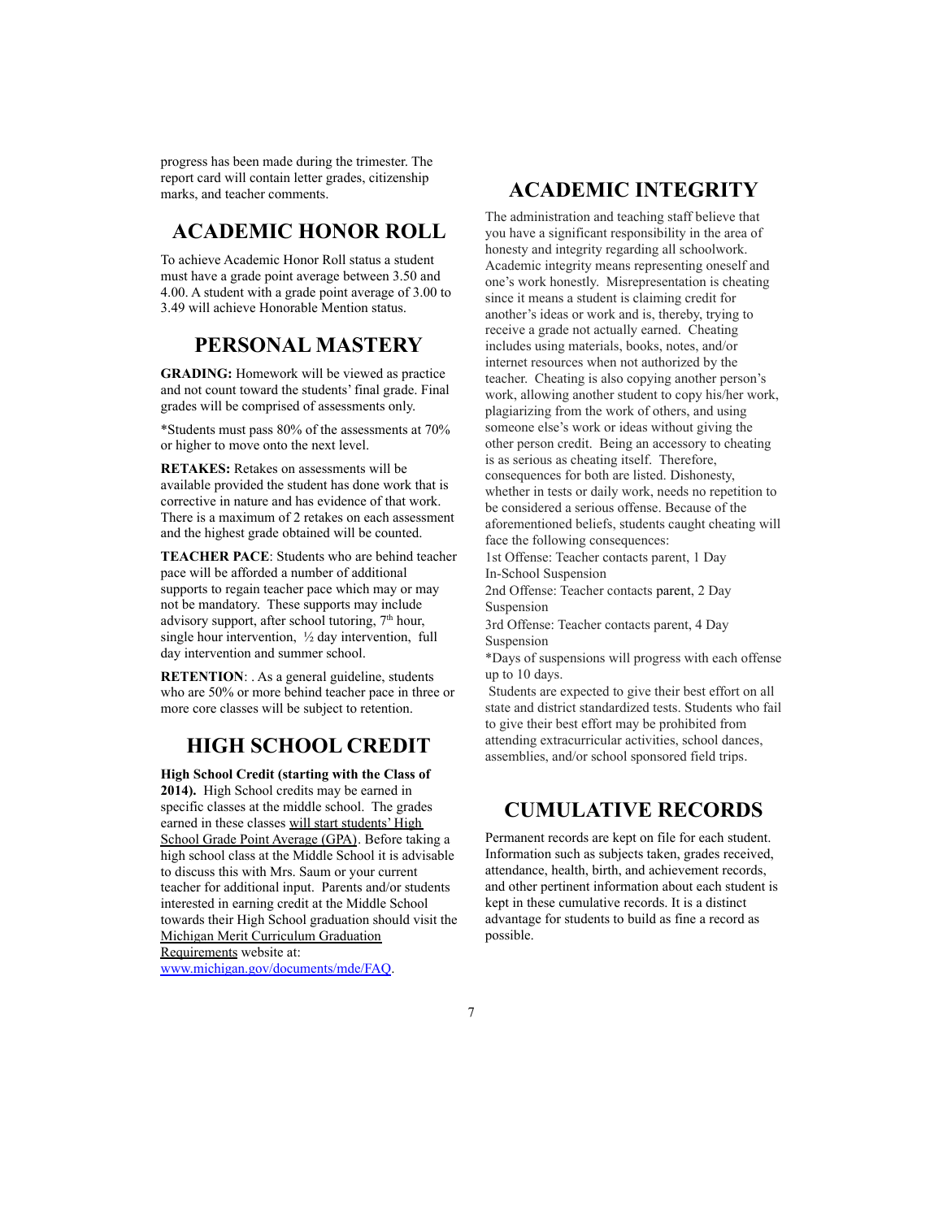progress has been made during the trimester. The report card will contain letter grades, citizenship marks, and teacher comments.

## ACADEMIC HONOR ROLL

To achieve Academic Honor Roll status a student must have a grade point average between 3.50 and 4.00. A student with a grade point average of 3.00 to 3.49 will achieve Honorable Mention status.

## PERSONAL MASTERY

**GRADING:** Homework will be viewed as practice and not count toward the students' final grade. Final grades will be comprised of assessments only.

*Students must pass 80% of the assessments at 70% or higher to move onto the next level.

**RETAKES:** Retakes on assessments will be available provided the student has done work that is corrective in nature and has evidence of that work. There is a maximum of 2 retakes on each assessment and the highest grade obtained will be counted.

**TEACHER PACE**: Students who are behind teacher pace will be afforded a number of additional supports to regain teacher pace which may or may not be mandatory. These supports may include advisory support, after school tutoring, 7th hour, single hour intervention, ½ day intervention, full day intervention and summer school.

**RETENTION**: . As a general guideline, students who are 50% or more behind teacher pace in three or more core classes will be subject to retention.

## HIGH SCHOOL CREDIT

**High School Credit (starting with the Class of 2014).** High School credits may be earned in specific classes at the middle school. The grades earned in these classes will start students' High School Grade Point Average (GPA). Before taking a high school class at the Middle School it is advisable to discuss this with Mrs. Saum or your current teacher for additional input. Parents and/or students interested in earning credit at the Middle School towards their High School graduation should visit the Michigan Merit Curriculum Graduation Requirements website at: [www.michigan.gov/documents/mde/FAQ](www.michigan.gov/documents/mde/FAQ).

## ACADEMIC INTEGRITY

The administration and teaching staff believe that you have a significant responsibility in the area of honesty and integrity regarding all schoolwork. Academic integrity means representing oneself and one's work honestly. Misrepresentation is cheating since it means a student is claiming credit for another's ideas or work and is, thereby, trying to receive a grade not actually earned. Cheating includes using materials, books, notes, and/or internet resources when not authorized by the teacher. Cheating is also copying another person's work, allowing another student to copy his/her work, plagiarizing from the work of others, and using someone else's work or ideas without giving the other person credit. Being an accessory to cheating is as serious as cheating itself. Therefore, consequences for both are listed. Dishonesty, whether in tests or daily work, needs no repetition to be considered a serious offense. Because of the aforementioned beliefs, students caught cheating will face the following consequences:

1st Offense: Teacher contacts parent, 1 Day In-School Suspension

2nd Offense: Teacher contacts parent, 2 Day Suspension

3rd Offense: Teacher contacts parent, 4 Day Suspension

*Days of suspensions will progress with each offense up to 10 days.

Students are expected to give their best effort on all state and district standardized tests. Students who fail to give their best effort may be prohibited from attending extracurricular activities, school dances, assemblies, and/or school sponsored field trips.

## CUMULATIVE RECORDS

Permanent records are kept on file for each student. Information such as subjects taken, grades received, attendance, health, birth, and achievement records, and other pertinent information about each student is kept in these cumulative records. It is a distinct advantage for students to build as fine a record as possible.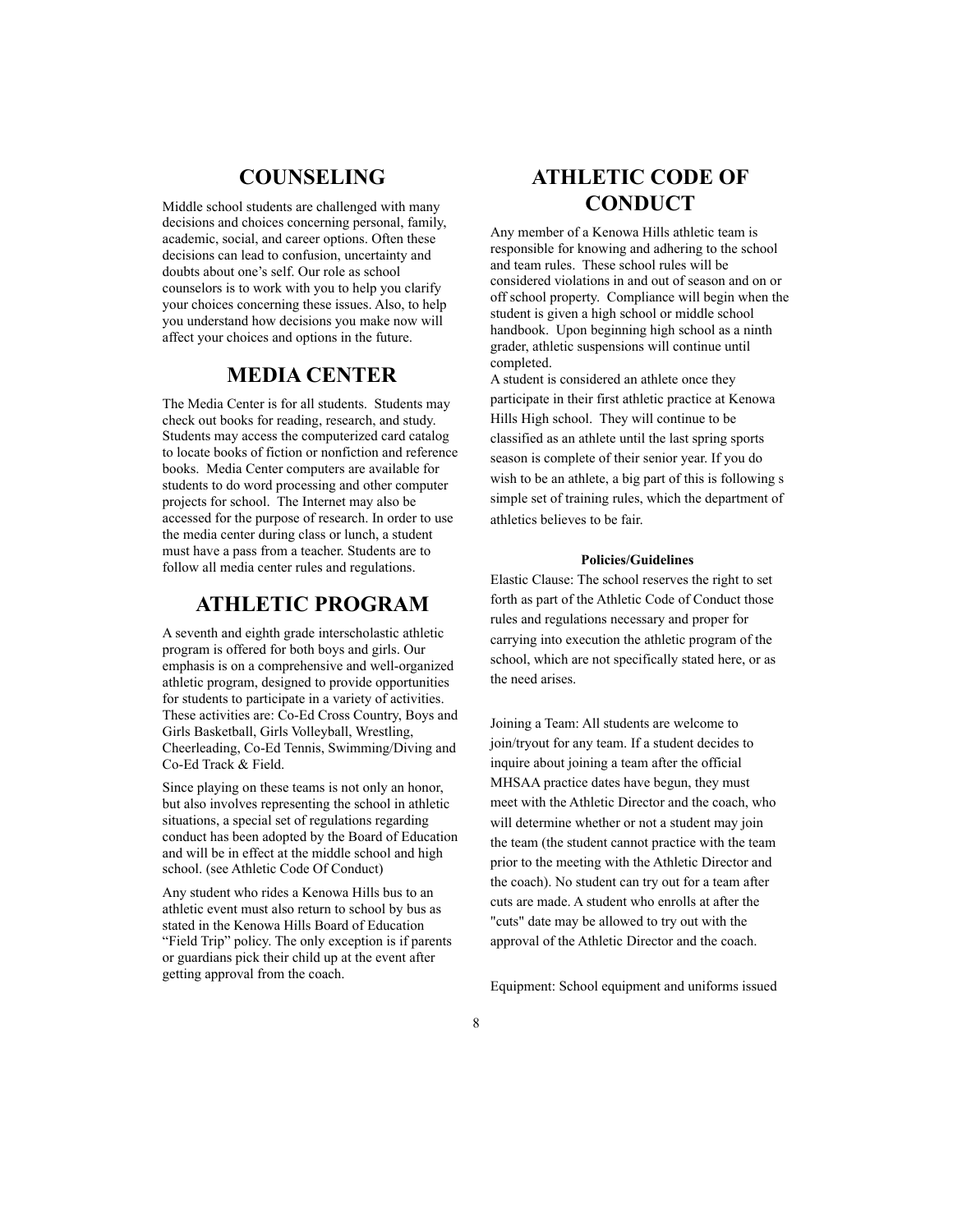## COUNSELING

Middle school students are challenged with many decisions and choices concerning personal, family, academic, social, and career options. Often these decisions can lead to confusion, uncertainty and doubts about one's self. Our role as school counselors is to work with you to help you clarify your choices concerning these issues. Also, to help you understand how decisions you make now will affect your choices and options in the future.

## MEDIA CENTER

The Media Center is for all students. Students may check out books for reading, research, and study. Students may access the computerized card catalog to locate books of fiction or nonfiction and reference books. Media Center computers are available for students to do word processing and other computer projects for school. The Internet may also be accessed for the purpose of research. In order to use the media center during class or lunch, a student must have a pass from a teacher. Students are to follow all media center rules and regulations.

## ATHLETIC PROGRAM

A seventh and eighth grade interscholastic athletic program is offered for both boys and girls. Our emphasis is on a comprehensive and well-organized athletic program, designed to provide opportunities for students to participate in a variety of activities. These activities are: Co-Ed Cross Country, Boys and Girls Basketball, Girls Volleyball, Wrestling, Cheerleading, Co-Ed Tennis, Swimming/Diving and Co-Ed Track & Field.

Since playing on these teams is not only an honor, but also involves representing the school in athletic situations, a special set of regulations regarding conduct has been adopted by the Board of Education and will be in effect at the middle school and high school. (see Athletic Code Of Conduct)

Any student who rides a Kenowa Hills bus to an athletic event must also return to school by bus as stated in the Kenowa Hills Board of Education "Field Trip" policy. The only exception is if parents or guardians pick their child up at the event after getting approval from the coach.

## ATHLETIC CODE OF CONDUCT

Any member of a Kenowa Hills athletic team is responsible for knowing and adhering to the school and team rules. These school rules will be considered violations in and out of season and on or off school property. Compliance will begin when the student is given a high school or middle school handbook. Upon beginning high school as a ninth grader, athletic suspensions will continue until completed.

A student is considered an athlete once they participate in their first athletic practice at Kenowa Hills High school. They will continue to be classified as an athlete until the last spring sports season is complete of their senior year. If you do wish to be an athlete, a big part of this is following s simple set of training rules, which the department of athletics believes to be fair.

**Policies/Guidelines**

Elastic Clause: The school reserves the right to set forth as part of the Athletic Code of Conduct those rules and regulations necessary and proper for carrying into execution the athletic program of the school, which are not specifically stated here, or as the need arises.

Joining a Team: All students are welcome to join/tryout for any team. If a student decides to inquire about joining a team after the official MHSAA practice dates have begun, they must meet with the Athletic Director and the coach, who will determine whether or not a student may join the team (the student cannot practice with the team prior to the meeting with the Athletic Director and the coach). No student can try out for a team after cuts are made. A student who enrolls at after the "cuts" date may be allowed to try out with the approval of the Athletic Director and the coach.

Equipment: School equipment and uniforms issued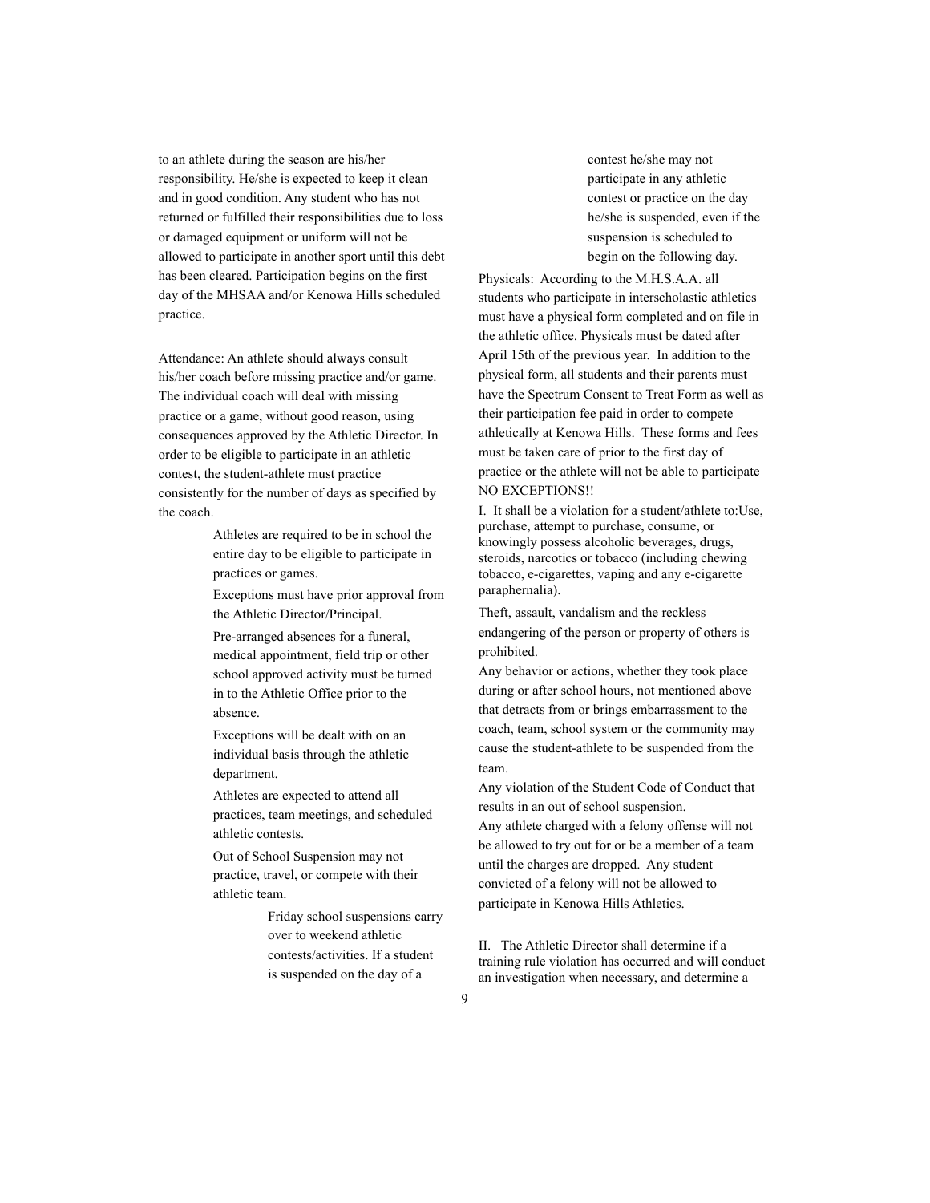to an athlete during the season are his/her responsibility. He/she is expected to keep it clean and in good condition. Any student who has not returned or fulfilled their responsibilities due to loss or damaged equipment or uniform will not be allowed to participate in another sport until this debt has been cleared. Participation begins on the first day of the MHSAA and/or Kenowa Hills scheduled practice.

Attendance: An athlete should always consult his/her coach before missing practice and/or game. The individual coach will deal with missing practice or a game, without good reason, using consequences approved by the Athletic Director. In order to be eligible to participate in an athletic contest, the student-athlete must practice consistently for the number of days as specified by the coach.

- Athletes are required to be in school the entire day to be eligible to participate in practices or games.
- Exceptions must have prior approval from the Athletic Director/Principal.
- Pre-arranged absences for a funeral, medical appointment, field trip or other school approved activity must be turned in to the Athletic Office prior to the absence.
- Exceptions will be dealt with on an individual basis through the athletic department.
- Athletes are expected to attend all practices, team meetings, and scheduled athletic contests.
- Out of School Suspension may not practice, travel, or compete with their athletic team.
  - Friday school suspensions carry over to weekend athletic contests/activities. If a student is suspended on the day of a contest he/she may not participate in any athletic contest or practice on the day he/she is suspended, even if the suspension is scheduled to begin on the following day.

Physicals: According to the M.H.S.A.A. all students who participate in interscholastic athletics must have a physical form completed and on file in the athletic office. Physicals must be dated after April 15th of the previous year. In addition to the physical form, all students and their parents must have the Spectrum Consent to Treat Form as well as their participation fee paid in order to compete athletically at Kenowa Hills. These forms and fees must be taken care of prior to the first day of practice or the athlete will not be able to participate NO EXCEPTIONS!!

I. It shall be a violation for a student/athlete to:Use, purchase, attempt to purchase, consume, or knowingly possess alcoholic beverages, drugs, steroids, narcotics or tobacco (including chewing tobacco, e-cigarettes, vaping and any e-cigarette paraphernalia).

Theft, assault, vandalism and the reckless endangering of the person or property of others is prohibited.

Any behavior or actions, whether they took place during or after school hours, not mentioned above that detracts from or brings embarrassment to the coach, team, school system or the community may cause the student-athlete to be suspended from the team.

Any violation of the Student Code of Conduct that results in an out of school suspension.

Any athlete charged with a felony offense will not be allowed to try out for or be a member of a team until the charges are dropped. Any student convicted of a felony will not be allowed to participate in Kenowa Hills Athletics.

II. The Athletic Director shall determine if a training rule violation has occurred and will conduct an investigation when necessary, and determine a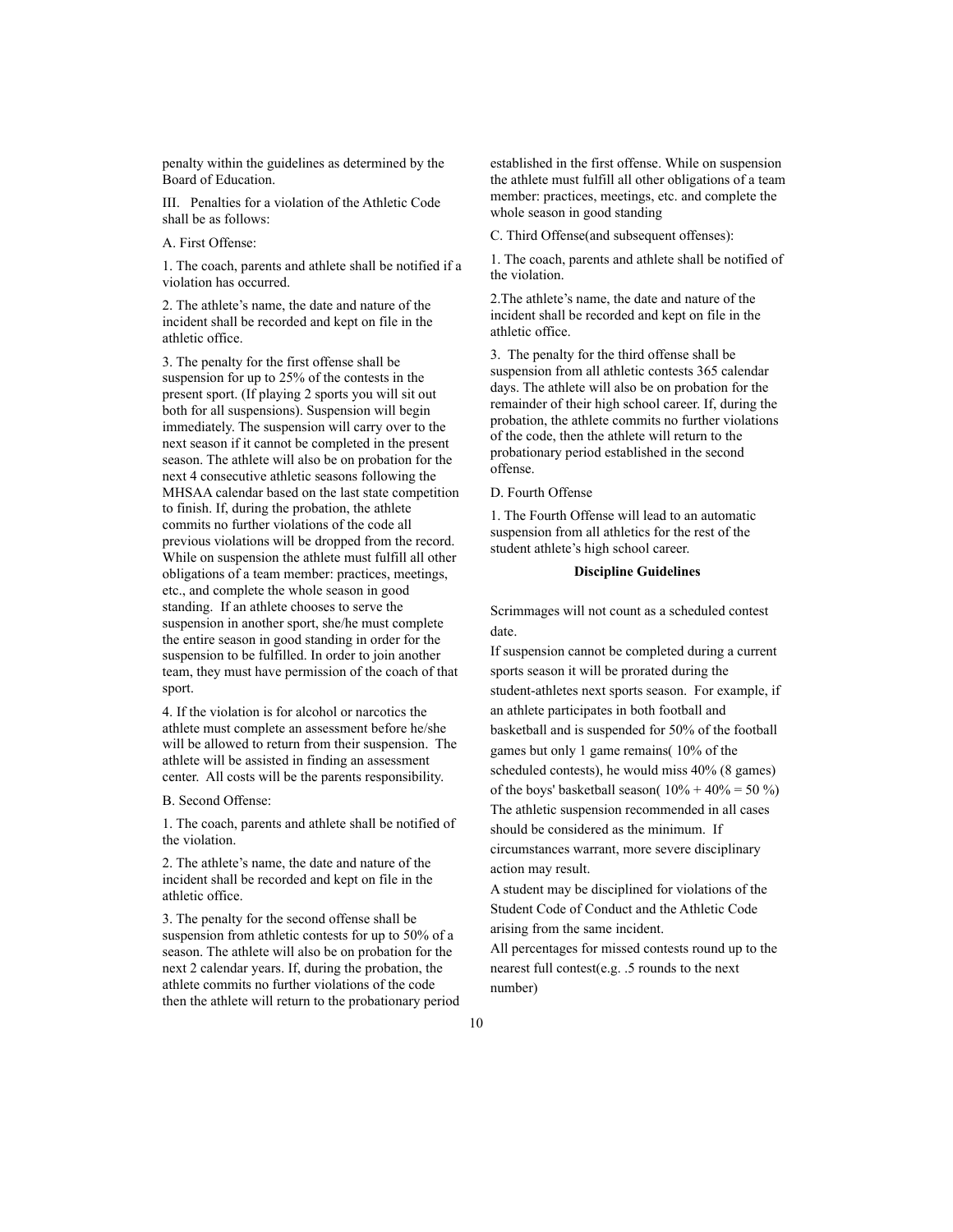penalty within the guidelines as determined by the Board of Education.

III. Penalties for a violation of the Athletic Code shall be as follows:

A. First Offense:

1. The coach, parents and athlete shall be notified if a violation has occurred.

2. The athlete's name, the date and nature of the incident shall be recorded and kept on file in the athletic office.

3. The penalty for the first offense shall be suspension for up to 25% of the contests in the present sport. (If playing 2 sports you will sit out both for all suspensions). Suspension will begin immediately. The suspension will carry over to the next season if it cannot be completed in the present season. The athlete will also be on probation for the next 4 consecutive athletic seasons following the MHSAA calendar based on the last state competition to finish. If, during the probation, the athlete commits no further violations of the code all previous violations will be dropped from the record. While on suspension the athlete must fulfill all other obligations of a team member: practices, meetings, etc., and complete the whole season in good standing. If an athlete chooses to serve the suspension in another sport, she/he must complete the entire season in good standing in order for the suspension to be fulfilled. In order to join another team, they must have permission of the coach of that sport.

4. If the violation is for alcohol or narcotics the athlete must complete an assessment before he/she will be allowed to return from their suspension. The athlete will be assisted in finding an assessment center. All costs will be the parents responsibility.

B. Second Offense:

1. The coach, parents and athlete shall be notified of the violation.

2. The athlete's name, the date and nature of the incident shall be recorded and kept on file in the athletic office.

3. The penalty for the second offense shall be suspension from athletic contests for up to 50% of a season. The athlete will also be on probation for the next 2 calendar years. If, during the probation, the athlete commits no further violations of the code then the athlete will return to the probationary period established in the first offense. While on suspension the athlete must fulfill all other obligations of a team member: practices, meetings, etc. and complete the whole season in good standing

C. Third Offense(and subsequent offenses):

1. The coach, parents and athlete shall be notified of the violation.

2.The athlete's name, the date and nature of the incident shall be recorded and kept on file in the athletic office.

3. The penalty for the third offense shall be suspension from all athletic contests 365 calendar days. The athlete will also be on probation for the remainder of their high school career. If, during the probation, the athlete commits no further violations of the code, then the athlete will return to the probationary period established in the second offense.

D. Fourth Offense

1. The Fourth Offense will lead to an automatic suspension from all athletics for the rest of the student athlete's high school career.

**Discipline Guidelines**

Scrimmages will not count as a scheduled contest date.

If suspension cannot be completed during a current sports season it will be prorated during the student-athletes next sports season. For example, if an athlete participates in both football and basketball and is suspended for 50% of the football games but only 1 game remains( 10% of the scheduled contests), he would miss 40% (8 games) of the boys' basketball season( 10% + 40% = 50 %)

The athletic suspension recommended in all cases should be considered as the minimum. If circumstances warrant, more severe disciplinary action may result.

A student may be disciplined for violations of the Student Code of Conduct and the Athletic Code arising from the same incident.

All percentages for missed contests round up to the nearest full contest(e.g. .5 rounds to the next number)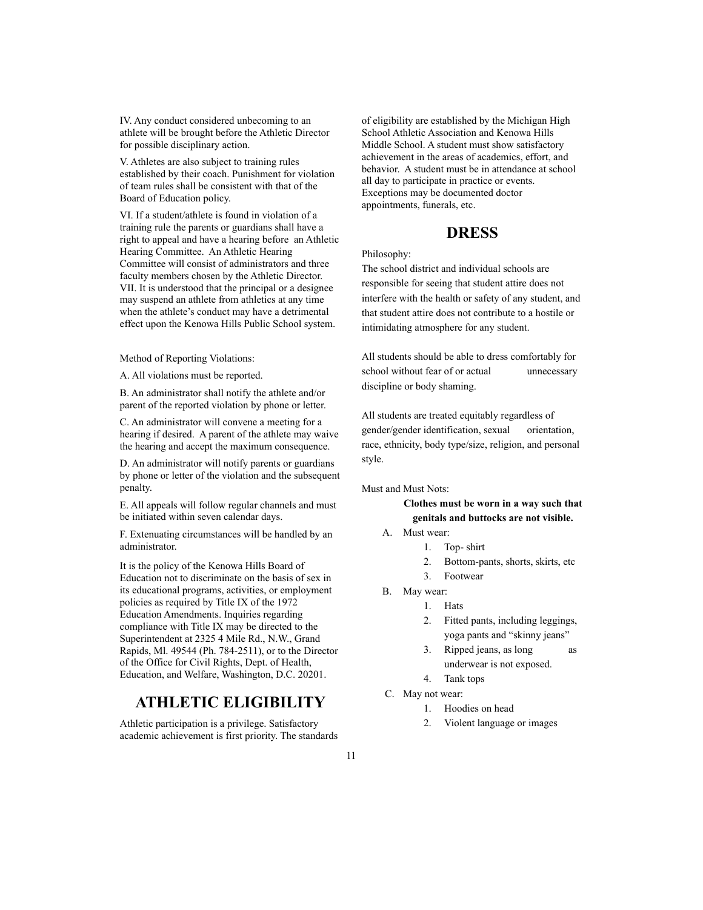IV. Any conduct considered unbecoming to an athlete will be brought before the Athletic Director for possible disciplinary action.

V. Athletes are also subject to training rules established by their coach. Punishment for violation of team rules shall be consistent with that of the Board of Education policy.

VI. If a student/athlete is found in violation of a training rule the parents or guardians shall have a right to appeal and have a hearing before an Athletic Hearing Committee. An Athletic Hearing Committee will consist of administrators and three faculty members chosen by the Athletic Director.
VII. It is understood that the principal or a designee may suspend an athlete from athletics at any time when the athlete's conduct may have a detrimental effect upon the Kenowa Hills Public School system.

Method of Reporting Violations:

A. All violations must be reported.

B. An administrator shall notify the athlete and/or parent of the reported violation by phone or letter.

C. An administrator will convene a meeting for a hearing if desired. A parent of the athlete may waive the hearing and accept the maximum consequence.

D. An administrator will notify parents or guardians by phone or letter of the violation and the subsequent penalty.

E. All appeals will follow regular channels and must be initiated within seven calendar days.

F. Extenuating circumstances will be handled by an administrator.

It is the policy of the Kenowa Hills Board of Education not to discriminate on the basis of sex in its educational programs, activities, or employment policies as required by Title IX of the 1972 Education Amendments. Inquiries regarding compliance with Title IX may be directed to the Superintendent at 2325 4 Mile Rd., N.W., Grand Rapids, Ml. 49544 (Ph. 784-2511), or to the Director of the Office for Civil Rights, Dept. of Health, Education, and Welfare, Washington, D.C. 20201.

# ATHLETIC ELIGIBILITY

Athletic participation is a privilege. Satisfactory academic achievement is first priority. The standards of eligibility are established by the Michigan High School Athletic Association and Kenowa Hills Middle School. A student must show satisfactory achievement in the areas of academics, effort, and behavior. A student must be in attendance at school all day to participate in practice or events. Exceptions may be documented doctor appointments, funerals, etc.

# DRESS

Philosophy:
The school district and individual schools are responsible for seeing that student attire does not interfere with the health or safety of any student, and that student attire does not contribute to a hostile or intimidating atmosphere for any student.

All students should be able to dress comfortably for school without fear of or actual unnecessary discipline or body shaming.

All students are treated equitably regardless of gender/gender identification, sexual orientation, race, ethnicity, body type/size, religion, and personal style.

Must and Must Nots:

**Clothes must be worn in a way such that genitals and buttocks are not visible.**

A. Must wear:
   1. Top- shirt
   2. Bottom-pants, shorts, skirts, etc
   3. Footwear
B. May wear:
   1. Hats
   2. Fitted pants, including leggings, yoga pants and "skinny jeans"
   3. Ripped jeans, as long as underwear is not exposed.
   4. Tank tops
C. May not wear:
   1. Hoodies on head
   2. Violent language or images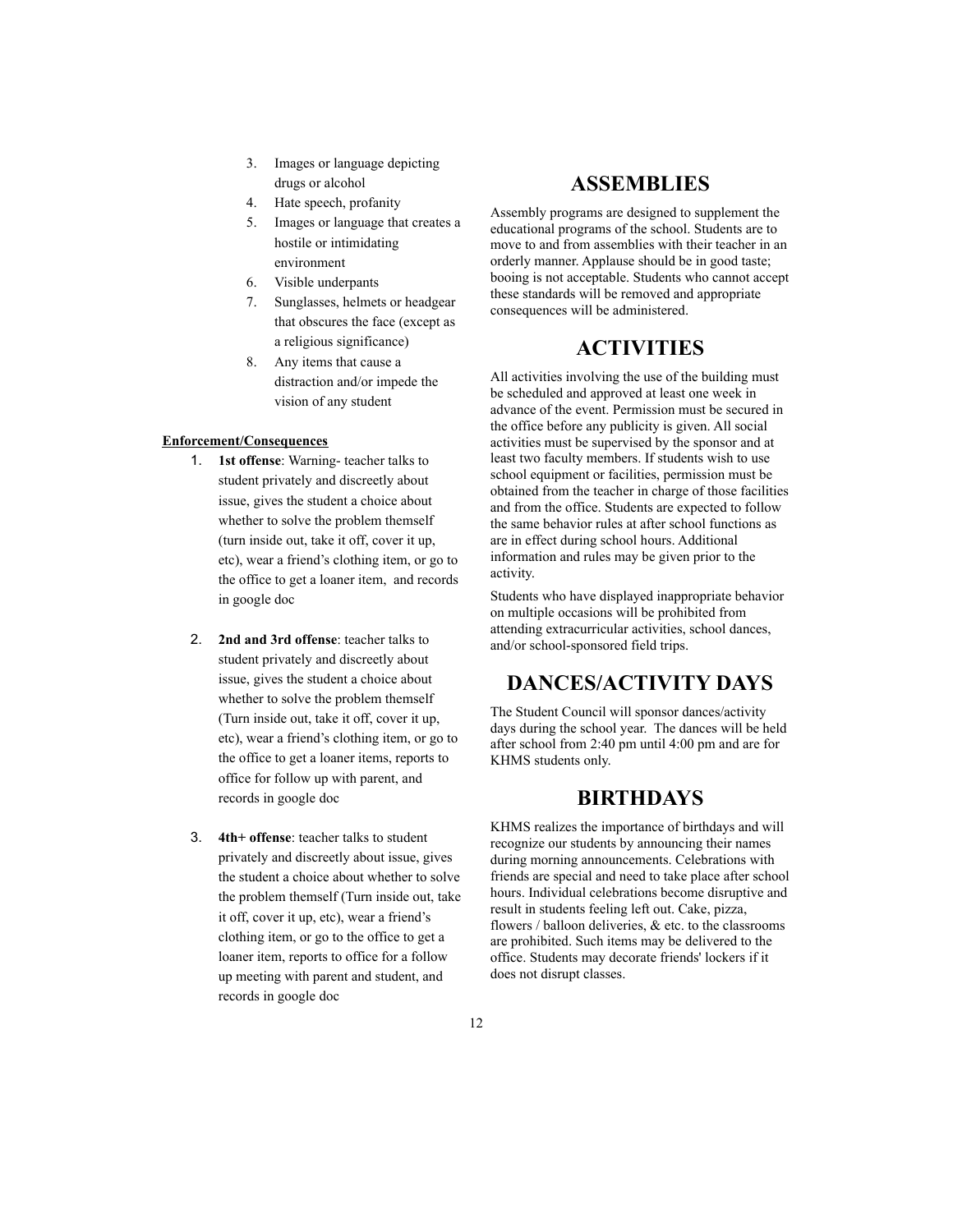3. Images or language depicting drugs or alcohol
4. Hate speech, profanity
5. Images or language that creates a hostile or intimidating environment
6. Visible underpants
7. Sunglasses, helmets or headgear that obscures the face (except as a religious significance)
8. Any items that cause a distraction and/or impede the vision of any student

**Enforcement/Consequences**

1. **1st offense**: Warning- teacher talks to student privately and discreetly about issue, gives the student a choice about whether to solve the problem themself (turn inside out, take it off, cover it up, etc), wear a friend's clothing item, or go to the office to get a loaner item, and records in google doc

2. **2nd and 3rd offense**: teacher talks to student privately and discreetly about issue, gives the student a choice about whether to solve the problem themself (Turn inside out, take it off, cover it up, etc), wear a friend's clothing item, or go to the office to get a loaner items, reports to office for follow up with parent, and records in google doc

3. **4th+ offense**: teacher talks to student privately and discreetly about issue, gives the student a choice about whether to solve the problem themself (Turn inside out, take it off, cover it up, etc), wear a friend's clothing item, or go to the office to get a loaner item, reports to office for a follow up meeting with parent and student, and records in google doc

# ASSEMBLIES

Assembly programs are designed to supplement the educational programs of the school. Students are to move to and from assemblies with their teacher in an orderly manner. Applause should be in good taste; booing is not acceptable. Students who cannot accept these standards will be removed and appropriate consequences will be administered.

# ACTIVITIES

All activities involving the use of the building must be scheduled and approved at least one week in advance of the event. Permission must be secured in the office before any publicity is given. All social activities must be supervised by the sponsor and at least two faculty members. If students wish to use school equipment or facilities, permission must be obtained from the teacher in charge of those facilities and from the office. Students are expected to follow the same behavior rules at after school functions as are in effect during school hours. Additional information and rules may be given prior to the activity.

Students who have displayed inappropriate behavior on multiple occasions will be prohibited from attending extracurricular activities, school dances, and/or school-sponsored field trips.

# DANCES/ACTIVITY DAYS

The Student Council will sponsor dances/activity days during the school year. The dances will be held after school from 2:40 pm until 4:00 pm and are for KHMS students only.

# BIRTHDAYS

KHMS realizes the importance of birthdays and will recognize our students by announcing their names during morning announcements. Celebrations with friends are special and need to take place after school hours. Individual celebrations become disruptive and result in students feeling left out. Cake, pizza, flowers / balloon deliveries, & etc. to the classrooms are prohibited. Such items may be delivered to the office. Students may decorate friends' lockers if it does not disrupt classes.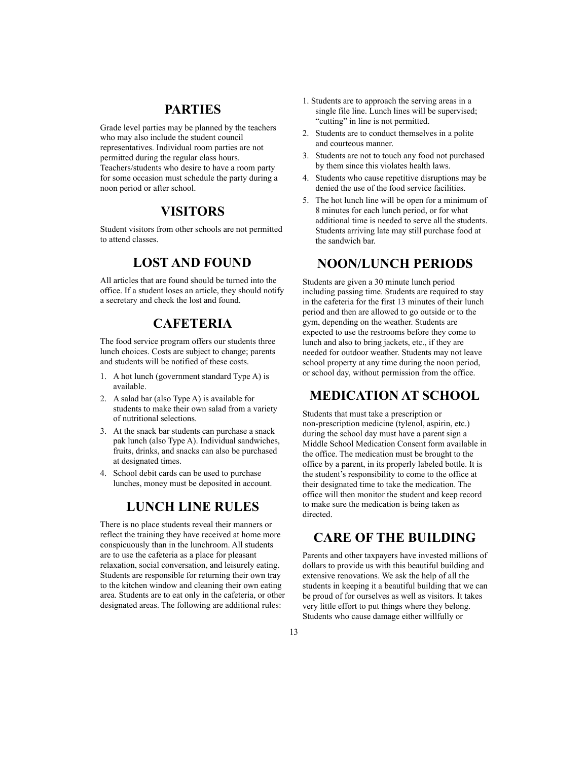## PARTIES

Grade level parties may be planned by the teachers who may also include the student council representatives. Individual room parties are not permitted during the regular class hours. Teachers/students who desire to have a room party for some occasion must schedule the party during a noon period or after school.

## VISITORS

Student visitors from other schools are not permitted to attend classes.

## LOST AND FOUND

All articles that are found should be turned into the office. If a student loses an article, they should notify a secretary and check the lost and found.

## CAFETERIA

The food service program offers our students three lunch choices. Costs are subject to change; parents and students will be notified of these costs.

1. A hot lunch (government standard Type A) is available.
2. A salad bar (also Type A) is available for students to make their own salad from a variety of nutritional selections.
3. At the snack bar students can purchase a snack pak lunch (also Type A). Individual sandwiches, fruits, drinks, and snacks can also be purchased at designated times.
4. School debit cards can be used to purchase lunches, money must be deposited in account.

## LUNCH LINE RULES

There is no place students reveal their manners or reflect the training they have received at home more conspicuously than in the lunchroom. All students are to use the cafeteria as a place for pleasant relaxation, social conversation, and leisurely eating. Students are responsible for returning their own tray to the kitchen window and cleaning their own eating area. Students are to eat only in the cafeteria, or other designated areas. The following are additional rules:

1. Students are to approach the serving areas in a single file line. Lunch lines will be supervised; "cutting" in line is not permitted.
2. Students are to conduct themselves in a polite and courteous manner.
3. Students are not to touch any food not purchased by them since this violates health laws.
4. Students who cause repetitive disruptions may be denied the use of the food service facilities.
5. The hot lunch line will be open for a minimum of 8 minutes for each lunch period, or for what additional time is needed to serve all the students. Students arriving late may still purchase food at the sandwich bar.

## NOON/LUNCH PERIODS

Students are given a 30 minute lunch period including passing time. Students are required to stay in the cafeteria for the first 13 minutes of their lunch period and then are allowed to go outside or to the gym, depending on the weather. Students are expected to use the restrooms before they come to lunch and also to bring jackets, etc., if they are needed for outdoor weather. Students may not leave school property at any time during the noon period, or school day, without permission from the office.

## MEDICATION AT SCHOOL

Students that must take a prescription or non-prescription medicine (tylenol, aspirin, etc.) during the school day must have a parent sign a Middle School Medication Consent form available in the office. The medication must be brought to the office by a parent, in its properly labeled bottle. It is the student's responsibility to come to the office at their designated time to take the medication. The office will then monitor the student and keep record to make sure the medication is being taken as directed.

## CARE OF THE BUILDING

Parents and other taxpayers have invested millions of dollars to provide us with this beautiful building and extensive renovations. We ask the help of all the students in keeping it a beautiful building that we can be proud of for ourselves as well as visitors. It takes very little effort to put things where they belong. Students who cause damage either willfully or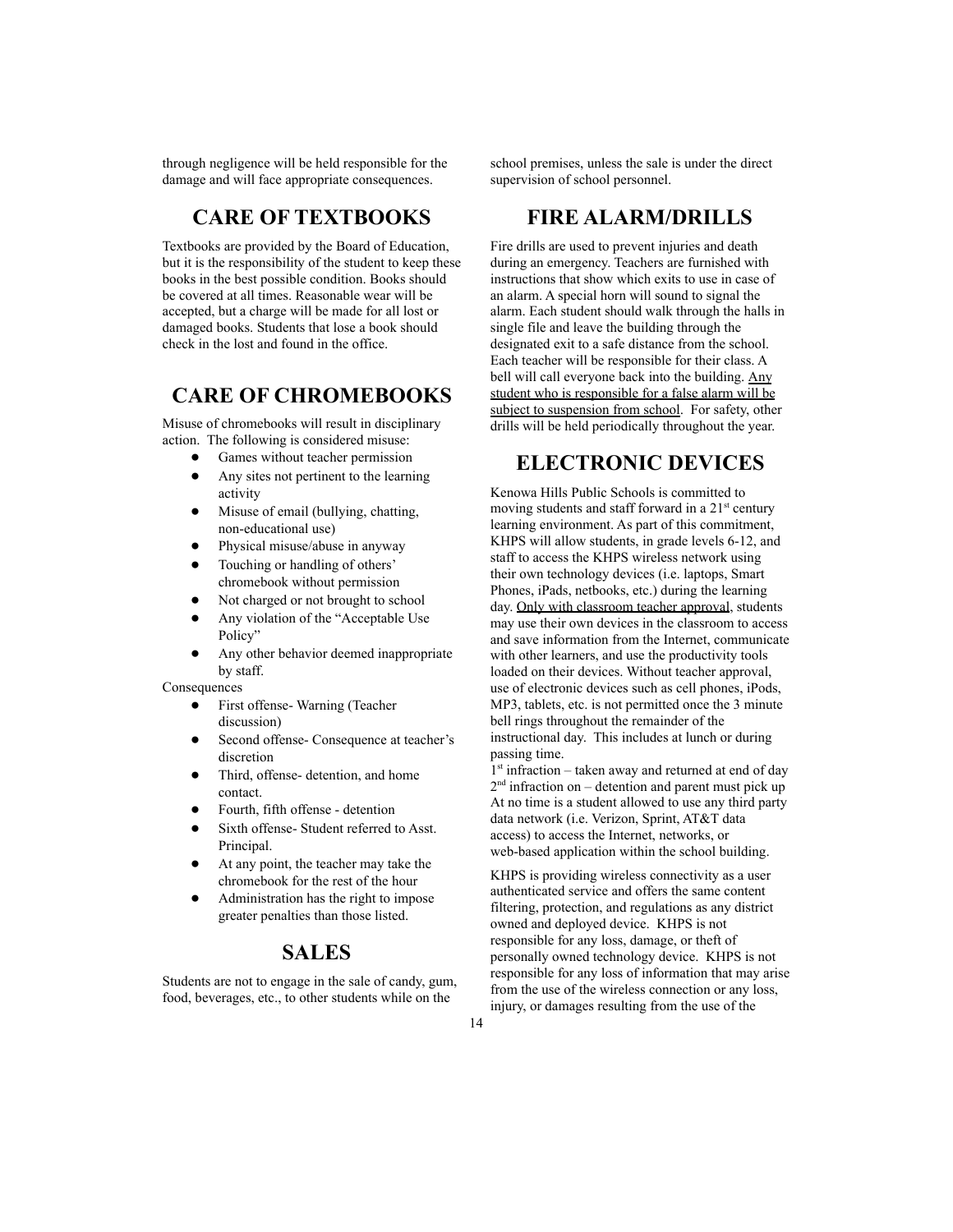through negligence will be held responsible for the damage and will face appropriate consequences.

## CARE OF TEXTBOOKS

Textbooks are provided by the Board of Education, but it is the responsibility of the student to keep these books in the best possible condition. Books should be covered at all times. Reasonable wear will be accepted, but a charge will be made for all lost or damaged books. Students that lose a book should check in the lost and found in the office.

## CARE OF CHROMEBOOKS

Misuse of chromebooks will result in disciplinary action. The following is considered misuse:

- Games without teacher permission
- Any sites not pertinent to the learning activity
- Misuse of email (bullying, chatting, non-educational use)
- Physical misuse/abuse in anyway
- Touching or handling of others' chromebook without permission
- Not charged or not brought to school
- Any violation of the "Acceptable Use Policy"
- Any other behavior deemed inappropriate by staff.

Consequences

- First offense- Warning (Teacher discussion)
- Second offense- Consequence at teacher's discretion
- Third, offense- detention, and home contact.
- Fourth, fifth offense - detention
- Sixth offense- Student referred to Asst. Principal.
- At any point, the teacher may take the chromebook for the rest of the hour
- Administration has the right to impose greater penalties than those listed.

## SALES

Students are not to engage in the sale of candy, gum, food, beverages, etc., to other students while on the school premises, unless the sale is under the direct supervision of school personnel.

## FIRE ALARM/DRILLS

Fire drills are used to prevent injuries and death during an emergency. Teachers are furnished with instructions that show which exits to use in case of an alarm. A special horn will sound to signal the alarm. Each student should walk through the halls in single file and leave the building through the designated exit to a safe distance from the school. Each teacher will be responsible for their class. A bell will call everyone back into the building. <u>Any student who is responsible for a false alarm will be subject to suspension from school</u>. For safety, other drills will be held periodically throughout the year.

## ELECTRONIC DEVICES

Kenowa Hills Public Schools is committed to moving students and staff forward in a 21st century learning environment. As part of this commitment, KHPS will allow students, in grade levels 6-12, and staff to access the KHPS wireless network using their own technology devices (i.e. laptops, Smart Phones, iPads, netbooks, etc.) during the learning day. <u>Only with classroom teacher approval</u>, students may use their own devices in the classroom to access and save information from the Internet, communicate with other learners, and use the productivity tools loaded on their devices. Without teacher approval, use of electronic devices such as cell phones, iPods, MP3, tablets, etc. is not permitted once the 3 minute bell rings throughout the remainder of the instructional day. This includes at lunch or during passing time.

1st infraction – taken away and returned at end of day
2nd infraction on – detention and parent must pick up

At no time is a student allowed to use any third party data network (i.e. Verizon, Sprint, AT&T data access) to access the Internet, networks, or web-based application within the school building.

KHPS is providing wireless connectivity as a user authenticated service and offers the same content filtering, protection, and regulations as any district owned and deployed device. KHPS is not responsible for any loss, damage, or theft of personally owned technology device. KHPS is not responsible for any loss of information that may arise from the use of the wireless connection or any loss, injury, or damages resulting from the use of the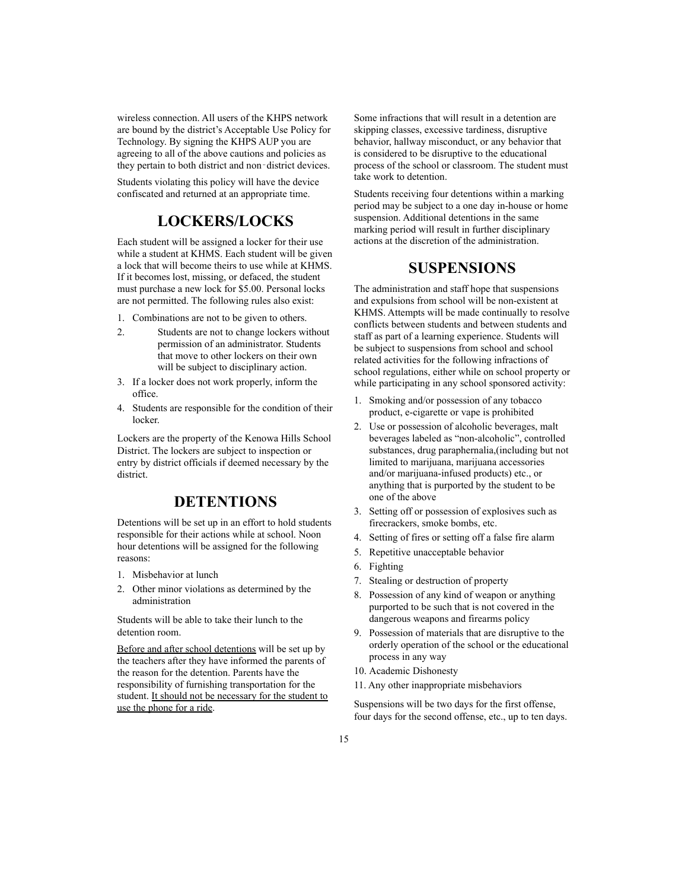wireless connection. All users of the KHPS network are bound by the district's Acceptable Use Policy for Technology. By signing the KHPS AUP you are agreeing to all of the above cautions and policies as they pertain to both district and non-district devices.

Students violating this policy will have the device confiscated and returned at an appropriate time.

## LOCKERS/LOCKS

Each student will be assigned a locker for their use while a student at KHMS. Each student will be given a lock that will become theirs to use while at KHMS. If it becomes lost, missing, or defaced, the student must purchase a new lock for $5.00. Personal locks are not permitted. The following rules also exist:

1. Combinations are not to be given to others.
2. Students are not to change lockers without permission of an administrator. Students that move to other lockers on their own will be subject to disciplinary action.
3. If a locker does not work properly, inform the office.
4. Students are responsible for the condition of their locker.

Lockers are the property of the Kenowa Hills School District. The lockers are subject to inspection or entry by district officials if deemed necessary by the district.

## DETENTIONS

Detentions will be set up in an effort to hold students responsible for their actions while at school. Noon hour detentions will be assigned for the following reasons:

1. Misbehavior at lunch
2. Other minor violations as determined by the administration

Students will be able to take their lunch to the detention room.

<u>Before and after school detentions</u> will be set up by the teachers after they have informed the parents of the reason for the detention. Parents have the responsibility of furnishing transportation for the student. <u>It should not be necessary for the student to use the phone for a ride</u>.

Some infractions that will result in a detention are skipping classes, excessive tardiness, disruptive behavior, hallway misconduct, or any behavior that is considered to be disruptive to the educational process of the school or classroom. The student must take work to detention.

Students receiving four detentions within a marking period may be subject to a one day in-house or home suspension. Additional detentions in the same marking period will result in further disciplinary actions at the discretion of the administration.

## SUSPENSIONS

The administration and staff hope that suspensions and expulsions from school will be non-existent at KHMS. Attempts will be made continually to resolve conflicts between students and between students and staff as part of a learning experience. Students will be subject to suspensions from school and school related activities for the following infractions of school regulations, either while on school property or while participating in any school sponsored activity:

1. Smoking and/or possession of any tobacco product, e-cigarette or vape is prohibited
2. Use or possession of alcoholic beverages, malt beverages labeled as "non-alcoholic", controlled substances, drug paraphernalia,(including but not limited to marijuana, marijuana accessories and/or marijuana-infused products) etc., or anything that is purported by the student to be one of the above
3. Setting off or possession of explosives such as firecrackers, smoke bombs, etc.
4. Setting of fires or setting off a false fire alarm
5. Repetitive unacceptable behavior
6. Fighting
7. Stealing or destruction of property
8. Possession of any kind of weapon or anything purported to be such that is not covered in the dangerous weapons and firearms policy
9. Possession of materials that are disruptive to the orderly operation of the school or the educational process in any way
10. Academic Dishonesty
11. Any other inappropriate misbehaviors

Suspensions will be two days for the first offense, four days for the second offense, etc., up to ten days.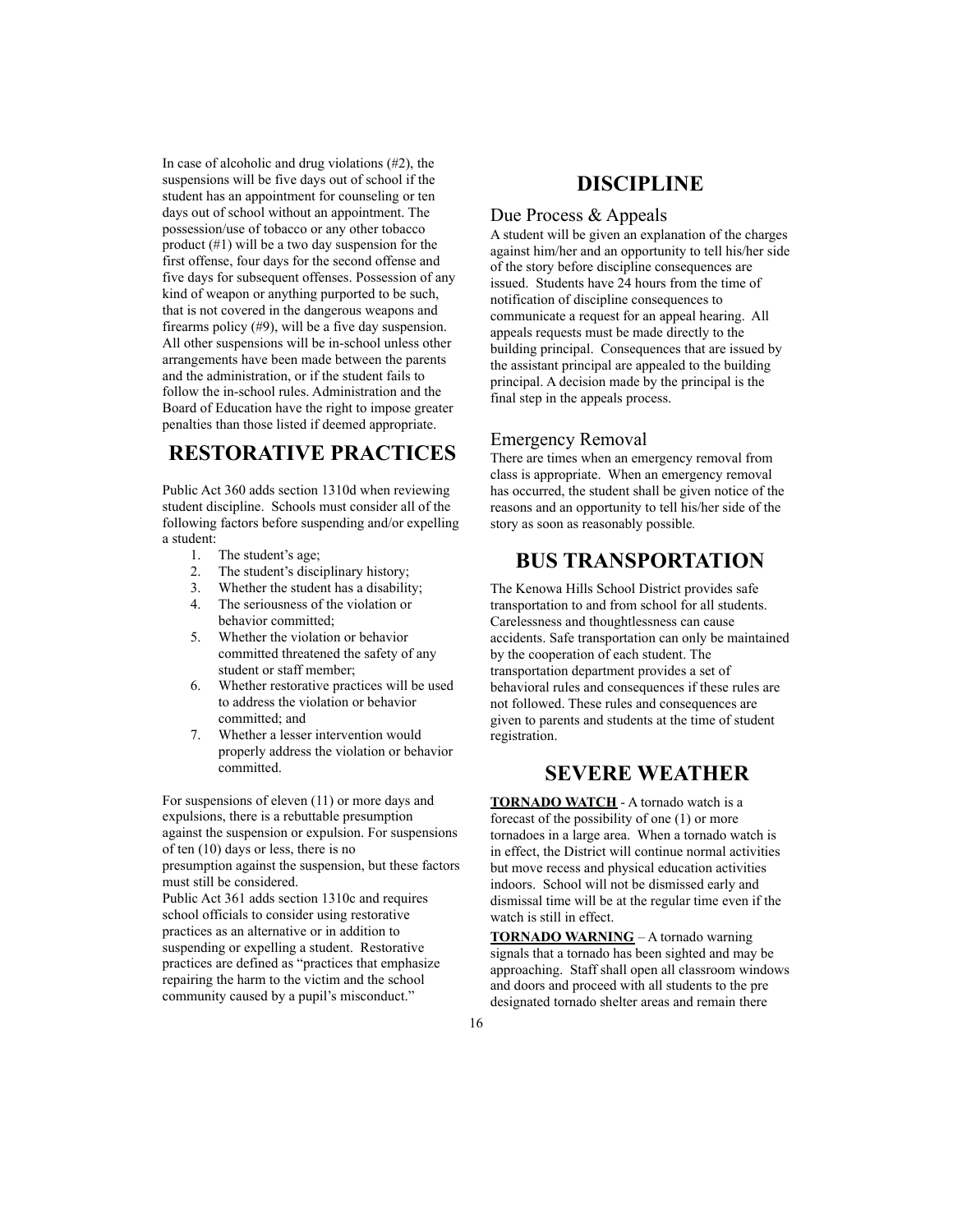In case of alcoholic and drug violations (#2), the suspensions will be five days out of school if the student has an appointment for counseling or ten days out of school without an appointment. The possession/use of tobacco or any other tobacco product (#1) will be a two day suspension for the first offense, four days for the second offense and five days for subsequent offenses. Possession of any kind of weapon or anything purported to be such, that is not covered in the dangerous weapons and firearms policy (#9), will be a five day suspension. All other suspensions will be in-school unless other arrangements have been made between the parents and the administration, or if the student fails to follow the in-school rules. Administration and the Board of Education have the right to impose greater penalties than those listed if deemed appropriate.

# RESTORATIVE PRACTICES

Public Act 360 adds section 1310d when reviewing student discipline. Schools must consider all of the following factors before suspending and/or expelling a student:

1. The student's age;
2. The student's disciplinary history;
3. Whether the student has a disability;
4. The seriousness of the violation or behavior committed;
5. Whether the violation or behavior committed threatened the safety of any student or staff member;
6. Whether restorative practices will be used to address the violation or behavior committed; and
7. Whether a lesser intervention would properly address the violation or behavior committed.

For suspensions of eleven (11) or more days and expulsions, there is a rebuttable presumption against the suspension or expulsion. For suspensions of ten (10) days or less, there is no presumption against the suspension, but these factors must still be considered.

Public Act 361 adds section 1310c and requires school officials to consider using restorative practices as an alternative or in addition to suspending or expelling a student. Restorative practices are defined as "practices that emphasize repairing the harm to the victim and the school community caused by a pupil's misconduct."

# DISCIPLINE

## Due Process & Appeals

A student will be given an explanation of the charges against him/her and an opportunity to tell his/her side of the story before discipline consequences are issued. Students have 24 hours from the time of notification of discipline consequences to communicate a request for an appeal hearing. All appeals requests must be made directly to the building principal. Consequences that are issued by the assistant principal are appealed to the building principal. A decision made by the principal is the final step in the appeals process.

## Emergency Removal

There are times when an emergency removal from class is appropriate. When an emergency removal has occurred, the student shall be given notice of the reasons and an opportunity to tell his/her side of the story as soon as reasonably possible.

# BUS TRANSPORTATION

The Kenowa Hills School District provides safe transportation to and from school for all students. Carelessness and thoughtlessness can cause accidents. Safe transportation can only be maintained by the cooperation of each student. The transportation department provides a set of behavioral rules and consequences if these rules are not followed. These rules and consequences are given to parents and students at the time of student registration.

# SEVERE WEATHER

**TORNADO WATCH** - A tornado watch is a forecast of the possibility of one (1) or more tornadoes in a large area. When a tornado watch is in effect, the District will continue normal activities but move recess and physical education activities indoors. School will not be dismissed early and dismissal time will be at the regular time even if the watch is still in effect.

**TORNADO WARNING** – A tornado warning signals that a tornado has been sighted and may be approaching. Staff shall open all classroom windows and doors and proceed with all students to the pre designated tornado shelter areas and remain there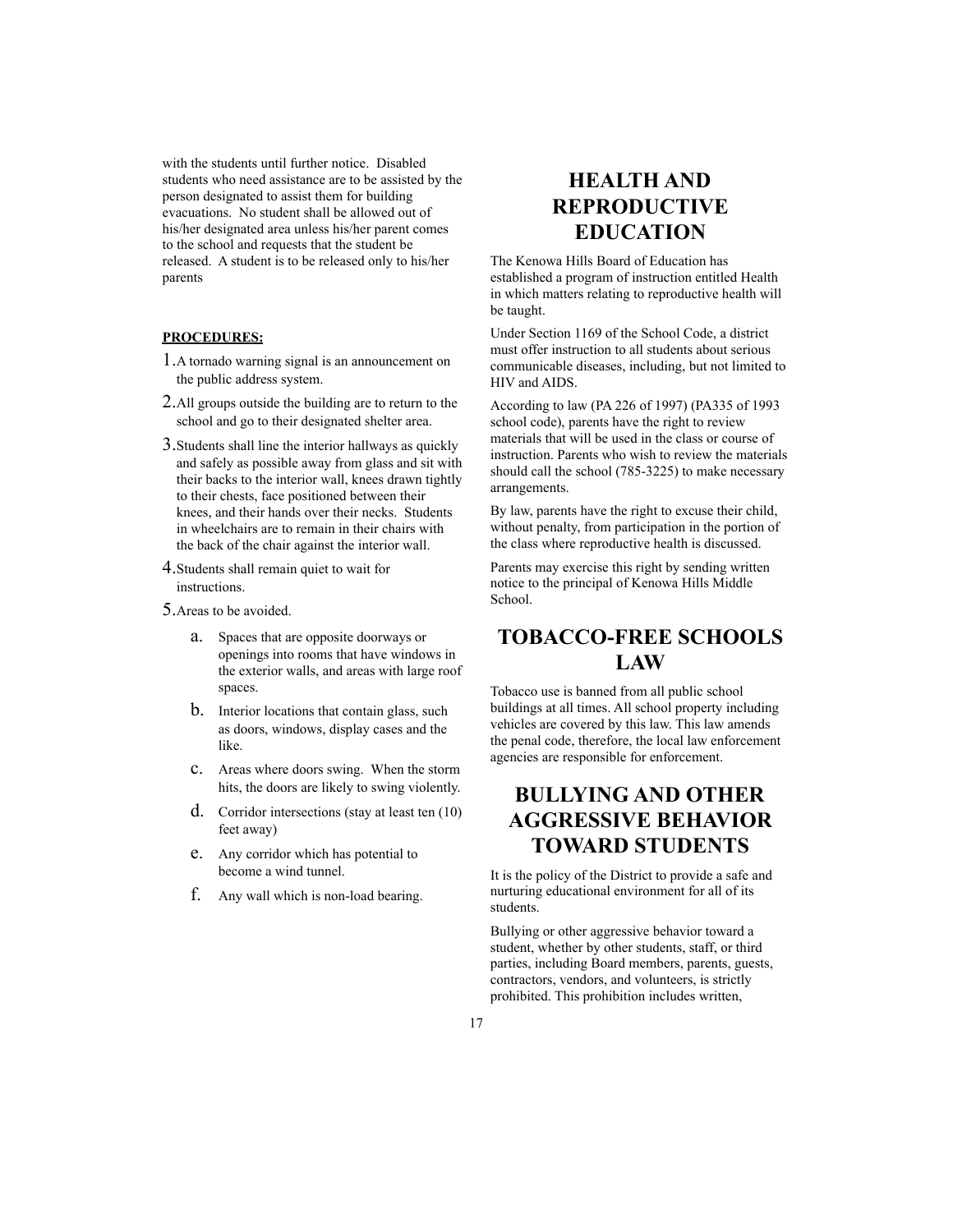with the students until further notice. Disabled students who need assistance are to be assisted by the person designated to assist them for building evacuations. No student shall be allowed out of his/her designated area unless his/her parent comes to the school and requests that the student be released. A student is to be released only to his/her parents

**PROCEDURES:**

1. A tornado warning signal is an announcement on the public address system.
2. All groups outside the building are to return to the school and go to their designated shelter area.
3. Students shall line the interior hallways as quickly and safely as possible away from glass and sit with their backs to the interior wall, knees drawn tightly to their chests, face positioned between their knees, and their hands over their necks. Students in wheelchairs are to remain in their chairs with the back of the chair against the interior wall.
4. Students shall remain quiet to wait for instructions.
5. Areas to be avoided.
   a. Spaces that are opposite doorways or openings into rooms that have windows in the exterior walls, and areas with large roof spaces.
   b. Interior locations that contain glass, such as doors, windows, display cases and the like.
   c. Areas where doors swing. When the storm hits, the doors are likely to swing violently.
   d. Corridor intersections (stay at least ten (10) feet away)
   e. Any corridor which has potential to become a wind tunnel.
   f. Any wall which is non-load bearing.

# HEALTH AND REPRODUCTIVE EDUCATION

The Kenowa Hills Board of Education has established a program of instruction entitled Health in which matters relating to reproductive health will be taught.

Under Section 1169 of the School Code, a district must offer instruction to all students about serious communicable diseases, including, but not limited to HIV and AIDS.

According to law (PA 226 of 1997) (PA335 of 1993 school code), parents have the right to review materials that will be used in the class or course of instruction. Parents who wish to review the materials should call the school (785-3225) to make necessary arrangements.

By law, parents have the right to excuse their child, without penalty, from participation in the portion of the class where reproductive health is discussed.

Parents may exercise this right by sending written notice to the principal of Kenowa Hills Middle School.

# TOBACCO-FREE SCHOOLS LAW

Tobacco use is banned from all public school buildings at all times. All school property including vehicles are covered by this law. This law amends the penal code, therefore, the local law enforcement agencies are responsible for enforcement.

# BULLYING AND OTHER AGGRESSIVE BEHAVIOR TOWARD STUDENTS

It is the policy of the District to provide a safe and nurturing educational environment for all of its students.

Bullying or other aggressive behavior toward a student, whether by other students, staff, or third parties, including Board members, parents, guests, contractors, vendors, and volunteers, is strictly prohibited. This prohibition includes written,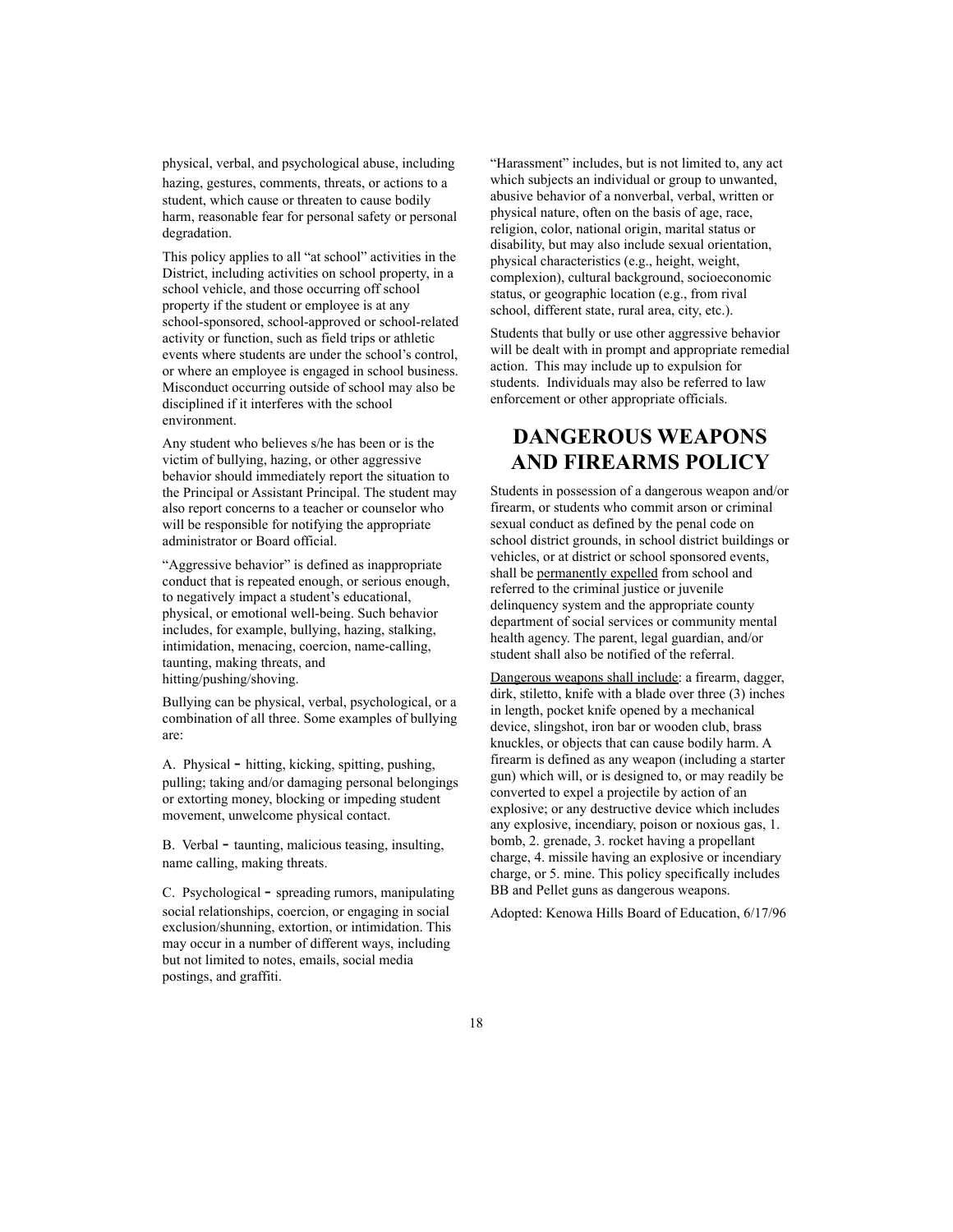physical, verbal, and psychological abuse, including hazing, gestures, comments, threats, or actions to a student, which cause or threaten to cause bodily harm, reasonable fear for personal safety or personal degradation.

This policy applies to all "at school" activities in the District, including activities on school property, in a school vehicle, and those occurring off school property if the student or employee is at any school-sponsored, school-approved or school-related activity or function, such as field trips or athletic events where students are under the school's control, or where an employee is engaged in school business. Misconduct occurring outside of school may also be disciplined if it interferes with the school environment.

Any student who believes s/he has been or is the victim of bullying, hazing, or other aggressive behavior should immediately report the situation to the Principal or Assistant Principal. The student may also report concerns to a teacher or counselor who will be responsible for notifying the appropriate administrator or Board official.

"Aggressive behavior" is defined as inappropriate conduct that is repeated enough, or serious enough, to negatively impact a student's educational, physical, or emotional well-being. Such behavior includes, for example, bullying, hazing, stalking, intimidation, menacing, coercion, name-calling, taunting, making threats, and hitting/pushing/shoving.

Bullying can be physical, verbal, psychological, or a combination of all three. Some examples of bullying are:

A. Physical - hitting, kicking, spitting, pushing, pulling; taking and/or damaging personal belongings or extorting money, blocking or impeding student movement, unwelcome physical contact.

B. Verbal - taunting, malicious teasing, insulting, name calling, making threats.

C. Psychological - spreading rumors, manipulating social relationships, coercion, or engaging in social exclusion/shunning, extortion, or intimidation. This may occur in a number of different ways, including but not limited to notes, emails, social media postings, and graffiti.

"Harassment" includes, but is not limited to, any act which subjects an individual or group to unwanted, abusive behavior of a nonverbal, verbal, written or physical nature, often on the basis of age, race, religion, color, national origin, marital status or disability, but may also include sexual orientation, physical characteristics (e.g., height, weight, complexion), cultural background, socioeconomic status, or geographic location (e.g., from rival school, different state, rural area, city, etc.).

Students that bully or use other aggressive behavior will be dealt with in prompt and appropriate remedial action. This may include up to expulsion for students. Individuals may also be referred to law enforcement or other appropriate officials.

# DANGEROUS WEAPONS AND FIREARMS POLICY

Students in possession of a dangerous weapon and/or firearm, or students who commit arson or criminal sexual conduct as defined by the penal code on school district grounds, in school district buildings or vehicles, or at district or school sponsored events, shall be <u>permanently expelled</u> from school and referred to the criminal justice or juvenile delinquency system and the appropriate county department of social services or community mental health agency. The parent, legal guardian, and/or student shall also be notified of the referral.

<u>Dangerous weapons shall include</u>: a firearm, dagger, dirk, stiletto, knife with a blade over three (3) inches in length, pocket knife opened by a mechanical device, slingshot, iron bar or wooden club, brass knuckles, or objects that can cause bodily harm. A firearm is defined as any weapon (including a starter gun) which will, or is designed to, or may readily be converted to expel a projectile by action of an explosive; or any destructive device which includes any explosive, incendiary, poison or noxious gas, 1. bomb, 2. grenade, 3. rocket having a propellant charge, 4. missile having an explosive or incendiary charge, or 5. mine. This policy specifically includes BB and Pellet guns as dangerous weapons.

Adopted: Kenowa Hills Board of Education, 6/17/96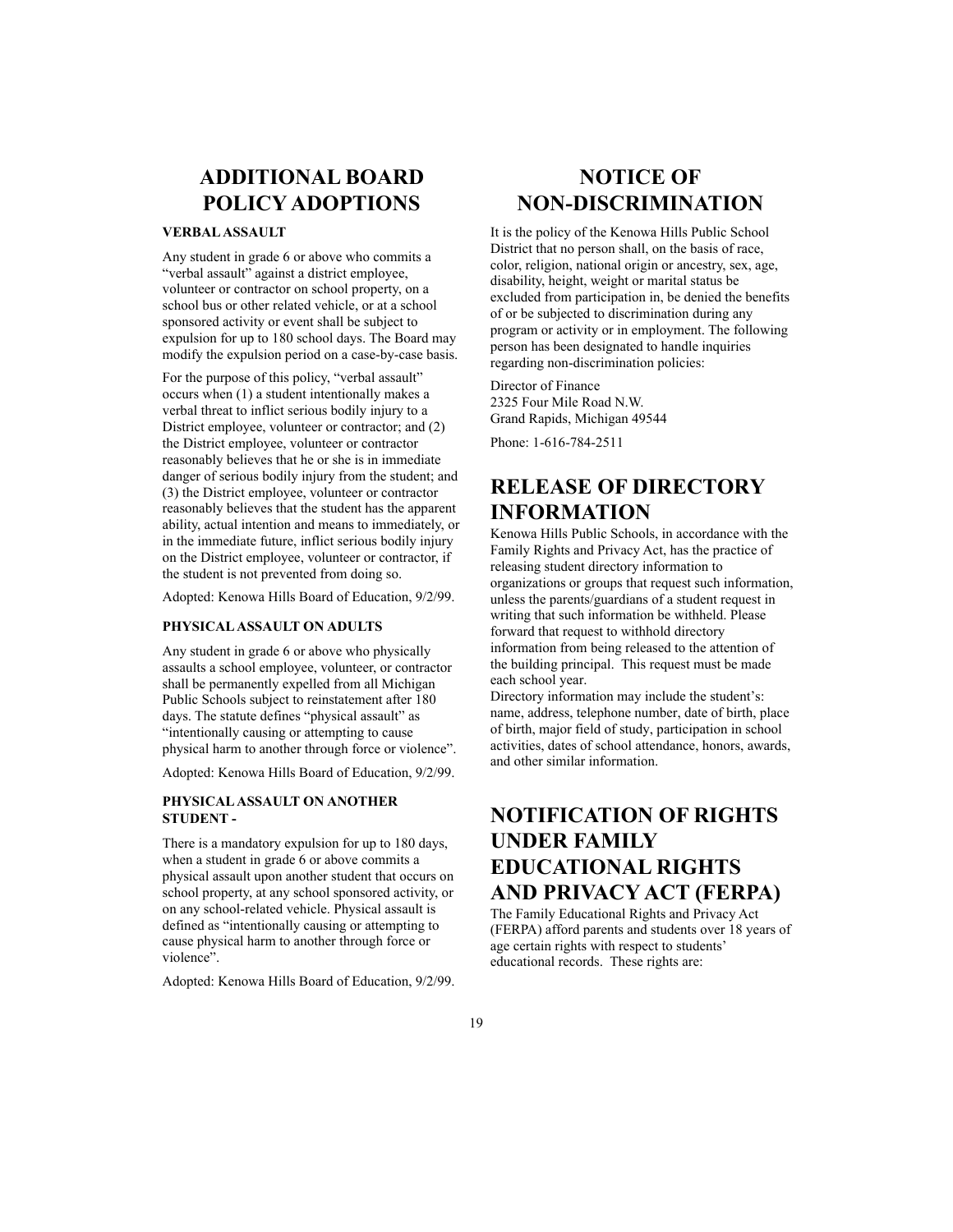# ADDITIONAL BOARD POLICY ADOPTIONS

### VERBAL ASSAULT

Any student in grade 6 or above who commits a "verbal assault" against a district employee, volunteer or contractor on school property, on a school bus or other related vehicle, or at a school sponsored activity or event shall be subject to expulsion for up to 180 school days. The Board may modify the expulsion period on a case-by-case basis.

For the purpose of this policy, "verbal assault" occurs when (1) a student intentionally makes a verbal threat to inflict serious bodily injury to a District employee, volunteer or contractor; and (2) the District employee, volunteer or contractor reasonably believes that he or she is in immediate danger of serious bodily injury from the student; and (3) the District employee, volunteer or contractor reasonably believes that the student has the apparent ability, actual intention and means to immediately, or in the immediate future, inflict serious bodily injury on the District employee, volunteer or contractor, if the student is not prevented from doing so.

Adopted: Kenowa Hills Board of Education, 9/2/99.

### PHYSICAL ASSAULT ON ADULTS

Any student in grade 6 or above who physically assaults a school employee, volunteer, or contractor shall be permanently expelled from all Michigan Public Schools subject to reinstatement after 180 days. The statute defines "physical assault" as "intentionally causing or attempting to cause physical harm to another through force or violence".

Adopted: Kenowa Hills Board of Education, 9/2/99.

### PHYSICAL ASSAULT ON ANOTHER STUDENT -

There is a mandatory expulsion for up to 180 days, when a student in grade 6 or above commits a physical assault upon another student that occurs on school property, at any school sponsored activity, or on any school-related vehicle. Physical assault is defined as "intentionally causing or attempting to cause physical harm to another through force or violence".

Adopted: Kenowa Hills Board of Education, 9/2/99.

# NOTICE OF NON-DISCRIMINATION

It is the policy of the Kenowa Hills Public School District that no person shall, on the basis of race, color, religion, national origin or ancestry, sex, age, disability, height, weight or marital status be excluded from participation in, be denied the benefits of or be subjected to discrimination during any program or activity or in employment. The following person has been designated to handle inquiries regarding non-discrimination policies:

Director of Finance
2325 Four Mile Road N.W.
Grand Rapids, Michigan 49544

Phone: 1-616-784-2511

# RELEASE OF DIRECTORY INFORMATION

Kenowa Hills Public Schools, in accordance with the Family Rights and Privacy Act, has the practice of releasing student directory information to organizations or groups that request such information, unless the parents/guardians of a student request in writing that such information be withheld. Please forward that request to withhold directory information from being released to the attention of the building principal. This request must be made each school year.

Directory information may include the student's: name, address, telephone number, date of birth, place of birth, major field of study, participation in school activities, dates of school attendance, honors, awards, and other similar information.

# NOTIFICATION OF RIGHTS UNDER FAMILY EDUCATIONAL RIGHTS AND PRIVACY ACT (FERPA)

The Family Educational Rights and Privacy Act (FERPA) afford parents and students over 18 years of age certain rights with respect to students' educational records. These rights are: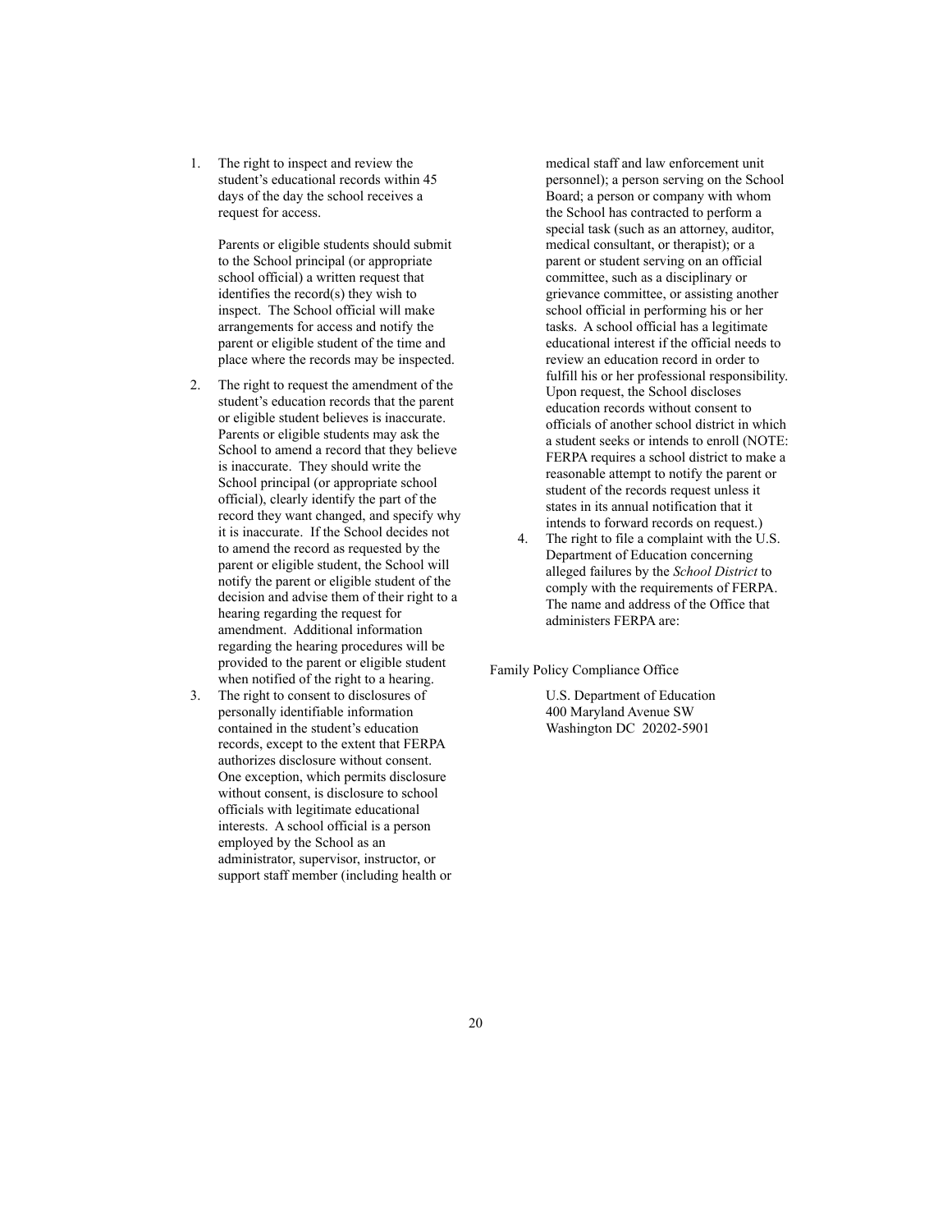1. The right to inspect and review the student's educational records within 45 days of the day the school receives a request for access.

   Parents or eligible students should submit to the School principal (or appropriate school official) a written request that identifies the record(s) they wish to inspect. The School official will make arrangements for access and notify the parent or eligible student of the time and place where the records may be inspected.

2. The right to request the amendment of the student's education records that the parent or eligible student believes is inaccurate. Parents or eligible students may ask the School to amend a record that they believe is inaccurate. They should write the School principal (or appropriate school official), clearly identify the part of the record they want changed, and specify why it is inaccurate. If the School decides not to amend the record as requested by the parent or eligible student, the School will notify the parent or eligible student of the decision and advise them of their right to a hearing regarding the request for amendment. Additional information regarding the hearing procedures will be provided to the parent or eligible student when notified of the right to a hearing.

3. The right to consent to disclosures of personally identifiable information contained in the student's education records, except to the extent that FERPA authorizes disclosure without consent. One exception, which permits disclosure without consent, is disclosure to school officials with legitimate educational interests. A school official is a person employed by the School as an administrator, supervisor, instructor, or support staff member (including health or medical staff and law enforcement unit personnel); a person serving on the School Board; a person or company with whom the School has contracted to perform a special task (such as an attorney, auditor, medical consultant, or therapist); or a parent or student serving on an official committee, such as a disciplinary or grievance committee, or assisting another school official in performing his or her tasks. A school official has a legitimate educational interest if the official needs to review an education record in order to fulfill his or her professional responsibility. Upon request, the School discloses education records without consent to officials of another school district in which a student seeks or intends to enroll (NOTE: FERPA requires a school district to make a reasonable attempt to notify the parent or student of the records request unless it states in its annual notification that it intends to forward records on request.)

4. The right to file a complaint with the U.S. Department of Education concerning alleged failures by the *School District* to comply with the requirements of FERPA. The name and address of the Office that administers FERPA are:

Family Policy Compliance Office

U.S. Department of Education
400 Maryland Avenue SW
Washington DC 20202-5901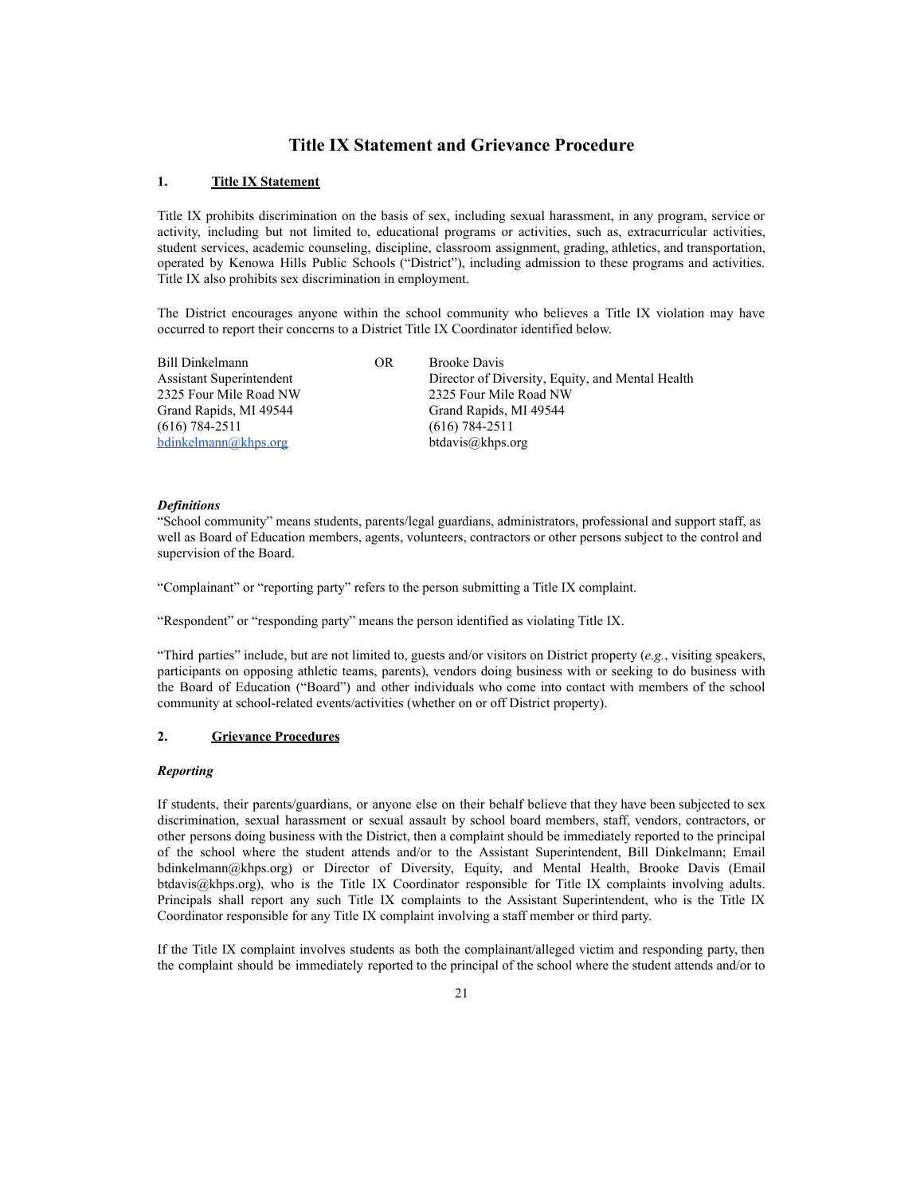# Title IX Statement and Grievance Procedure

## 1. Title IX Statement

Title IX prohibits discrimination on the basis of sex, including sexual harassment, in any program, service or activity, including but not limited to, educational programs or activities, such as, extracurricular activities, student services, academic counseling, discipline, classroom assignment, grading, athletics, and transportation, operated by Kenowa Hills Public Schools ("District"), including admission to these programs and activities. Title IX also prohibits sex discrimination in employment.

The District encourages anyone within the school community who believes a Title IX violation may have occurred to report their concerns to a District Title IX Coordinator identified below.

| | | |
|---|---|---|
| Bill Dinkelmann | OR | Brooke Davis |
| Assistant Superintendent | | Director of Diversity, Equity, and Mental Health |
| 2325 Four Mile Road NW | | 2325 Four Mile Road NW |
| Grand Rapids, MI 49544 | | Grand Rapids, MI 49544 |
| (616) 784-2511 | | (616) 784-2511 |
| bdinkelmann@khps.org | | btdavis@khps.org |

***Definitions***

"School community" means students, parents/legal guardians, administrators, professional and support staff, as well as Board of Education members, agents, volunteers, contractors or other persons subject to the control and supervision of the Board.

"Complainant" or "reporting party" refers to the person submitting a Title IX complaint.

"Respondent" or "responding party" means the person identified as violating Title IX.

"Third parties" include, but are not limited to, guests and/or visitors on District property (*e.g.*, visiting speakers, participants on opposing athletic teams, parents), vendors doing business with or seeking to do business with the Board of Education ("Board") and other individuals who come into contact with members of the school community at school-related events/activities (whether on or off District property).

## 2. Grievance Procedures

***Reporting***

If students, their parents/guardians, or anyone else on their behalf believe that they have been subjected to sex discrimination, sexual harassment or sexual assault by school board members, staff, vendors, contractors, or other persons doing business with the District, then a complaint should be immediately reported to the principal of the school where the student attends and/or to the Assistant Superintendent, Bill Dinkelmann; Email bdinkelmann@khps.org) or Director of Diversity, Equity, and Mental Health, Brooke Davis (Email btdavis@khps.org), who is the Title IX Coordinator responsible for Title IX complaints involving adults. Principals shall report any such Title IX complaints to the Assistant Superintendent, who is the Title IX Coordinator responsible for any Title IX complaint involving a staff member or third party.

If the Title IX complaint involves students as both the complainant/alleged victim and responding party, then the complaint should be immediately reported to the principal of the school where the student attends and/or to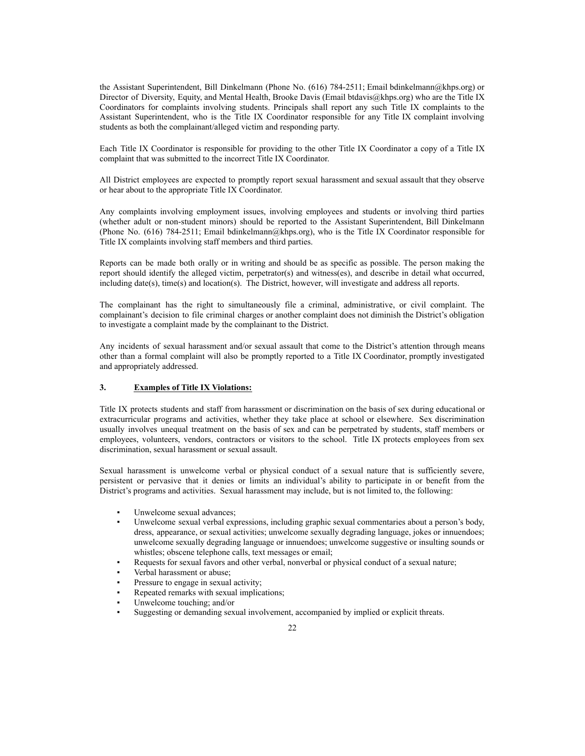the Assistant Superintendent, Bill Dinkelmann (Phone No. (616) 784-2511; Email bdinkelmann@khps.org) or Director of Diversity, Equity, and Mental Health, Brooke Davis (Email btdavis@khps.org) who are the Title IX Coordinators for complaints involving students. Principals shall report any such Title IX complaints to the Assistant Superintendent, who is the Title IX Coordinator responsible for any Title IX complaint involving students as both the complainant/alleged victim and responding party.

Each Title IX Coordinator is responsible for providing to the other Title IX Coordinator a copy of a Title IX complaint that was submitted to the incorrect Title IX Coordinator.

All District employees are expected to promptly report sexual harassment and sexual assault that they observe or hear about to the appropriate Title IX Coordinator.

Any complaints involving employment issues, involving employees and students or involving third parties (whether adult or non-student minors) should be reported to the Assistant Superintendent, Bill Dinkelmann (Phone No. (616) 784-2511; Email bdinkelmann@khps.org), who is the Title IX Coordinator responsible for Title IX complaints involving staff members and third parties.

Reports can be made both orally or in writing and should be as specific as possible. The person making the report should identify the alleged victim, perpetrator(s) and witness(es), and describe in detail what occurred, including date(s), time(s) and location(s). The District, however, will investigate and address all reports.

The complainant has the right to simultaneously file a criminal, administrative, or civil complaint. The complainant's decision to file criminal charges or another complaint does not diminish the District's obligation to investigate a complaint made by the complainant to the District.

Any incidents of sexual harassment and/or sexual assault that come to the District's attention through means other than a formal complaint will also be promptly reported to a Title IX Coordinator, promptly investigated and appropriately addressed.

### 3. <u>Examples of Title IX Violations:</u>

Title IX protects students and staff from harassment or discrimination on the basis of sex during educational or extracurricular programs and activities, whether they take place at school or elsewhere. Sex discrimination usually involves unequal treatment on the basis of sex and can be perpetrated by students, staff members or employees, volunteers, vendors, contractors or visitors to the school. Title IX protects employees from sex discrimination, sexual harassment or sexual assault.

Sexual harassment is unwelcome verbal or physical conduct of a sexual nature that is sufficiently severe, persistent or pervasive that it denies or limits an individual's ability to participate in or benefit from the District's programs and activities. Sexual harassment may include, but is not limited to, the following:

- Unwelcome sexual advances;
- Unwelcome sexual verbal expressions, including graphic sexual commentaries about a person's body, dress, appearance, or sexual activities; unwelcome sexually degrading language, jokes or innuendoes; unwelcome sexually degrading language or innuendoes; unwelcome suggestive or insulting sounds or whistles; obscene telephone calls, text messages or email;
- Requests for sexual favors and other verbal, nonverbal or physical conduct of a sexual nature;
- Verbal harassment or abuse;
- Pressure to engage in sexual activity;
- Repeated remarks with sexual implications;
- Unwelcome touching; and/or
- Suggesting or demanding sexual involvement, accompanied by implied or explicit threats.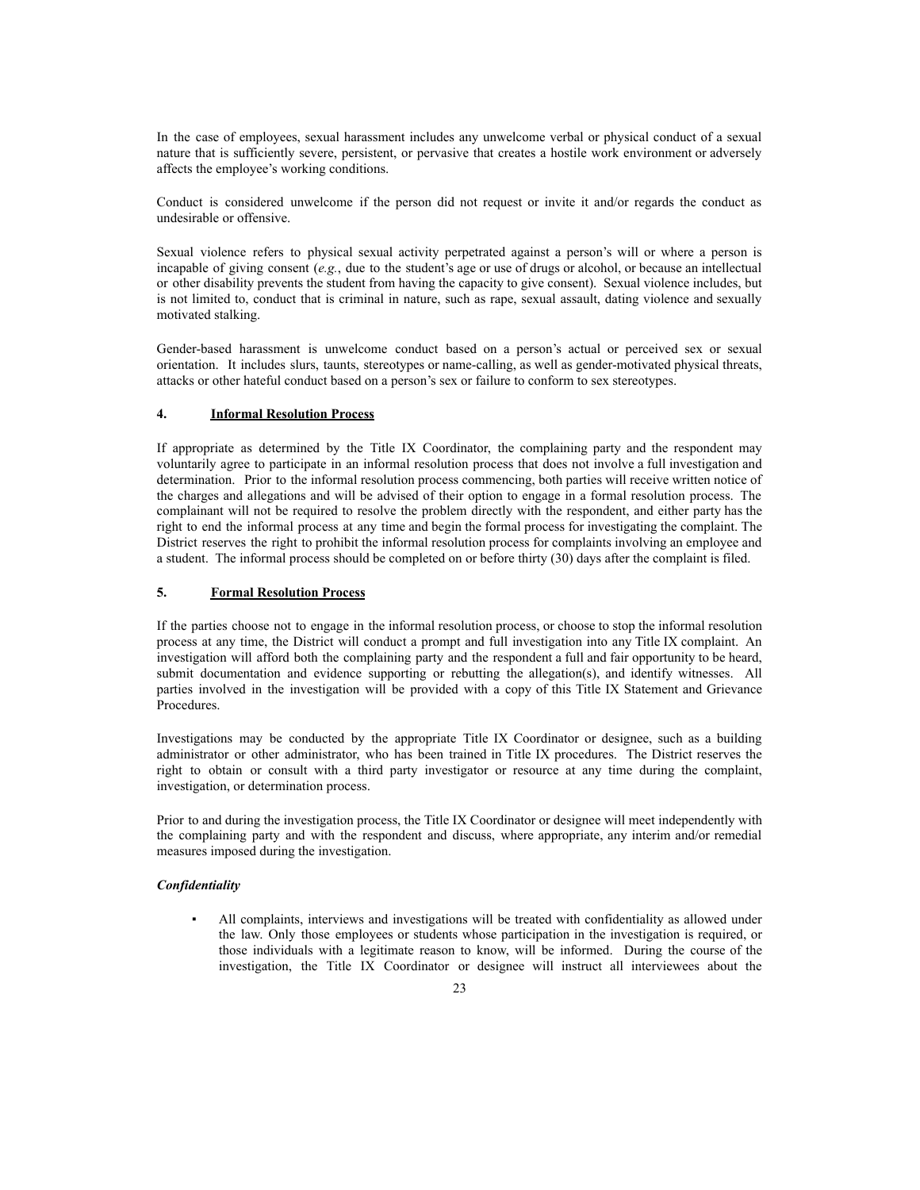In the case of employees, sexual harassment includes any unwelcome verbal or physical conduct of a sexual nature that is sufficiently severe, persistent, or pervasive that creates a hostile work environment or adversely affects the employee's working conditions.

Conduct is considered unwelcome if the person did not request or invite it and/or regards the conduct as undesirable or offensive.

Sexual violence refers to physical sexual activity perpetrated against a person's will or where a person is incapable of giving consent (*e.g.*, due to the student's age or use of drugs or alcohol, or because an intellectual or other disability prevents the student from having the capacity to give consent). Sexual violence includes, but is not limited to, conduct that is criminal in nature, such as rape, sexual assault, dating violence and sexually motivated stalking.

Gender-based harassment is unwelcome conduct based on a person's actual or perceived sex or sexual orientation. It includes slurs, taunts, stereotypes or name-calling, as well as gender-motivated physical threats, attacks or other hateful conduct based on a person's sex or failure to conform to sex stereotypes.

## 4. Informal Resolution Process

If appropriate as determined by the Title IX Coordinator, the complaining party and the respondent may voluntarily agree to participate in an informal resolution process that does not involve a full investigation and determination. Prior to the informal resolution process commencing, both parties will receive written notice of the charges and allegations and will be advised of their option to engage in a formal resolution process. The complainant will not be required to resolve the problem directly with the respondent, and either party has the right to end the informal process at any time and begin the formal process for investigating the complaint. The District reserves the right to prohibit the informal resolution process for complaints involving an employee and a student. The informal process should be completed on or before thirty (30) days after the complaint is filed.

## 5. Formal Resolution Process

If the parties choose not to engage in the informal resolution process, or choose to stop the informal resolution process at any time, the District will conduct a prompt and full investigation into any Title IX complaint. An investigation will afford both the complaining party and the respondent a full and fair opportunity to be heard, submit documentation and evidence supporting or rebutting the allegation(s), and identify witnesses. All parties involved in the investigation will be provided with a copy of this Title IX Statement and Grievance Procedures.

Investigations may be conducted by the appropriate Title IX Coordinator or designee, such as a building administrator or other administrator, who has been trained in Title IX procedures. The District reserves the right to obtain or consult with a third party investigator or resource at any time during the complaint, investigation, or determination process.

Prior to and during the investigation process, the Title IX Coordinator or designee will meet independently with the complaining party and with the respondent and discuss, where appropriate, any interim and/or remedial measures imposed during the investigation.

***Confidentiality***

- All complaints, interviews and investigations will be treated with confidentiality as allowed under the law. Only those employees or students whose participation in the investigation is required, or those individuals with a legitimate reason to know, will be informed. During the course of the investigation, the Title IX Coordinator or designee will instruct all interviewees about the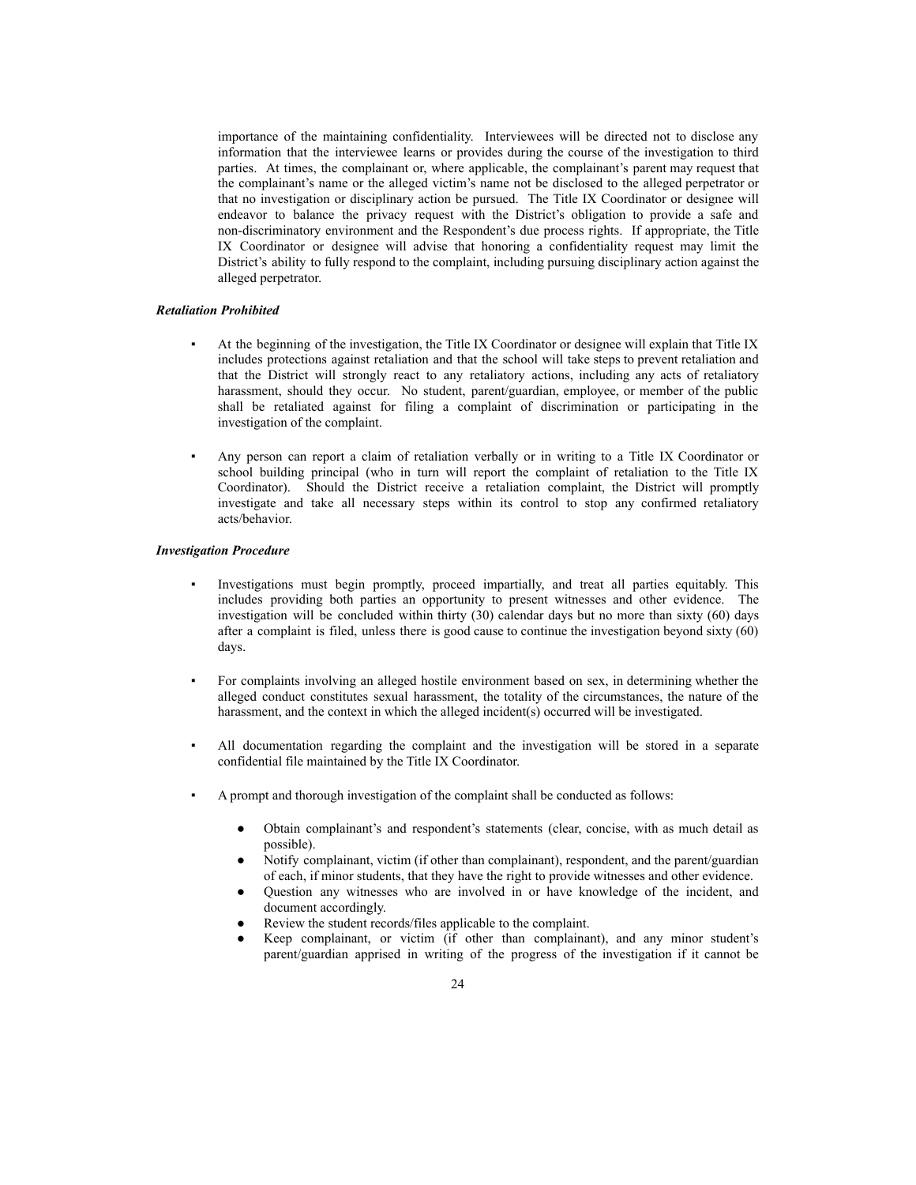importance of the maintaining confidentiality. Interviewees will be directed not to disclose any information that the interviewee learns or provides during the course of the investigation to third parties. At times, the complainant or, where applicable, the complainant's parent may request that the complainant's name or the alleged victim's name not be disclosed to the alleged perpetrator or that no investigation or disciplinary action be pursued. The Title IX Coordinator or designee will endeavor to balance the privacy request with the District's obligation to provide a safe and non-discriminatory environment and the Respondent's due process rights. If appropriate, the Title IX Coordinator or designee will advise that honoring a confidentiality request may limit the District's ability to fully respond to the complaint, including pursuing disciplinary action against the alleged perpetrator.

***Retaliation Prohibited***

- At the beginning of the investigation, the Title IX Coordinator or designee will explain that Title IX includes protections against retaliation and that the school will take steps to prevent retaliation and that the District will strongly react to any retaliatory actions, including any acts of retaliatory harassment, should they occur. No student, parent/guardian, employee, or member of the public shall be retaliated against for filing a complaint of discrimination or participating in the investigation of the complaint.

- Any person can report a claim of retaliation verbally or in writing to a Title IX Coordinator or school building principal (who in turn will report the complaint of retaliation to the Title IX Coordinator). Should the District receive a retaliation complaint, the District will promptly investigate and take all necessary steps within its control to stop any confirmed retaliatory acts/behavior.

***Investigation Procedure***

- Investigations must begin promptly, proceed impartially, and treat all parties equitably. This includes providing both parties an opportunity to present witnesses and other evidence. The investigation will be concluded within thirty (30) calendar days but no more than sixty (60) days after a complaint is filed, unless there is good cause to continue the investigation beyond sixty (60) days.

- For complaints involving an alleged hostile environment based on sex, in determining whether the alleged conduct constitutes sexual harassment, the totality of the circumstances, the nature of the harassment, and the context in which the alleged incident(s) occurred will be investigated.

- All documentation regarding the complaint and the investigation will be stored in a separate confidential file maintained by the Title IX Coordinator.

- A prompt and thorough investigation of the complaint shall be conducted as follows:

  - Obtain complainant's and respondent's statements (clear, concise, with as much detail as possible).
  - Notify complainant, victim (if other than complainant), respondent, and the parent/guardian of each, if minor students, that they have the right to provide witnesses and other evidence.
  - Question any witnesses who are involved in or have knowledge of the incident, and document accordingly.
  - Review the student records/files applicable to the complaint.
  - Keep complainant, or victim (if other than complainant), and any minor student's parent/guardian apprised in writing of the progress of the investigation if it cannot be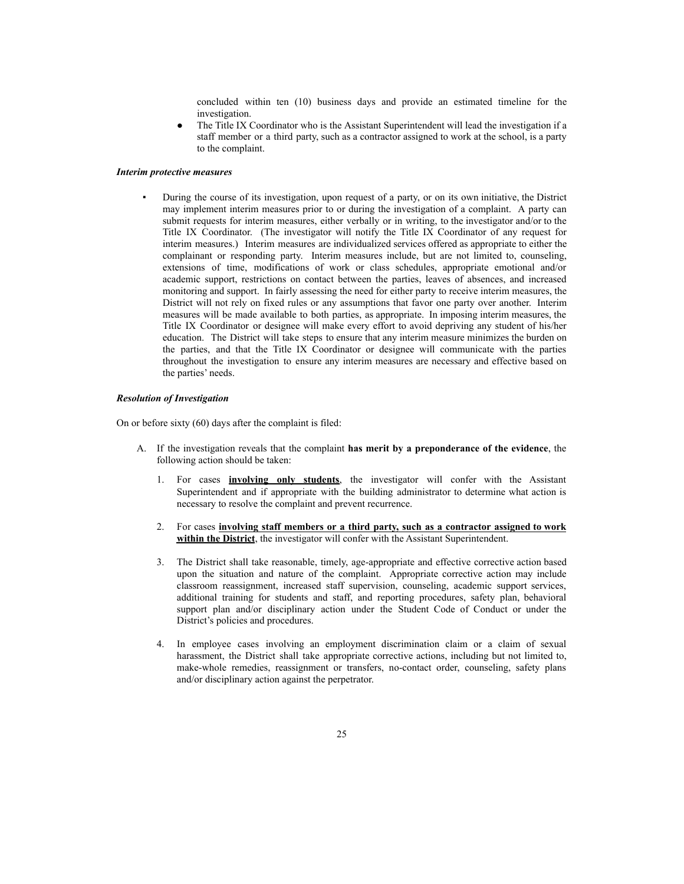concluded within ten (10) business days and provide an estimated timeline for the investigation.

- The Title IX Coordinator who is the Assistant Superintendent will lead the investigation if a staff member or a third party, such as a contractor assigned to work at the school, is a party to the complaint.

***Interim protective measures***

- During the course of its investigation, upon request of a party, or on its own initiative, the District may implement interim measures prior to or during the investigation of a complaint. A party can submit requests for interim measures, either verbally or in writing, to the investigator and/or to the Title IX Coordinator. (The investigator will notify the Title IX Coordinator of any request for interim measures.) Interim measures are individualized services offered as appropriate to either the complainant or responding party. Interim measures include, but are not limited to, counseling, extensions of time, modifications of work or class schedules, appropriate emotional and/or academic support, restrictions on contact between the parties, leaves of absences, and increased monitoring and support. In fairly assessing the need for either party to receive interim measures, the District will not rely on fixed rules or any assumptions that favor one party over another. Interim measures will be made available to both parties, as appropriate. In imposing interim measures, the Title IX Coordinator or designee will make every effort to avoid depriving any student of his/her education. The District will take steps to ensure that any interim measure minimizes the burden on the parties, and that the Title IX Coordinator or designee will communicate with the parties throughout the investigation to ensure any interim measures are necessary and effective based on the parties' needs.

***Resolution of Investigation***

On or before sixty (60) days after the complaint is filed:

A. If the investigation reveals that the complaint **has merit by a preponderance of the evidence**, the following action should be taken:

   1. For cases **<u>involving only students</u>**, the investigator will confer with the Assistant Superintendent and if appropriate with the building administrator to determine what action is necessary to resolve the complaint and prevent recurrence.

   2. For cases **<u>involving staff members or a third party, such as a contractor assigned to work within the District</u>**, the investigator will confer with the Assistant Superintendent.

   3. The District shall take reasonable, timely, age-appropriate and effective corrective action based upon the situation and nature of the complaint. Appropriate corrective action may include classroom reassignment, increased staff supervision, counseling, academic support services, additional training for students and staff, and reporting procedures, safety plan, behavioral support plan and/or disciplinary action under the Student Code of Conduct or under the District's policies and procedures.

   4. In employee cases involving an employment discrimination claim or a claim of sexual harassment, the District shall take appropriate corrective actions, including but not limited to, make-whole remedies, reassignment or transfers, no-contact order, counseling, safety plans and/or disciplinary action against the perpetrator.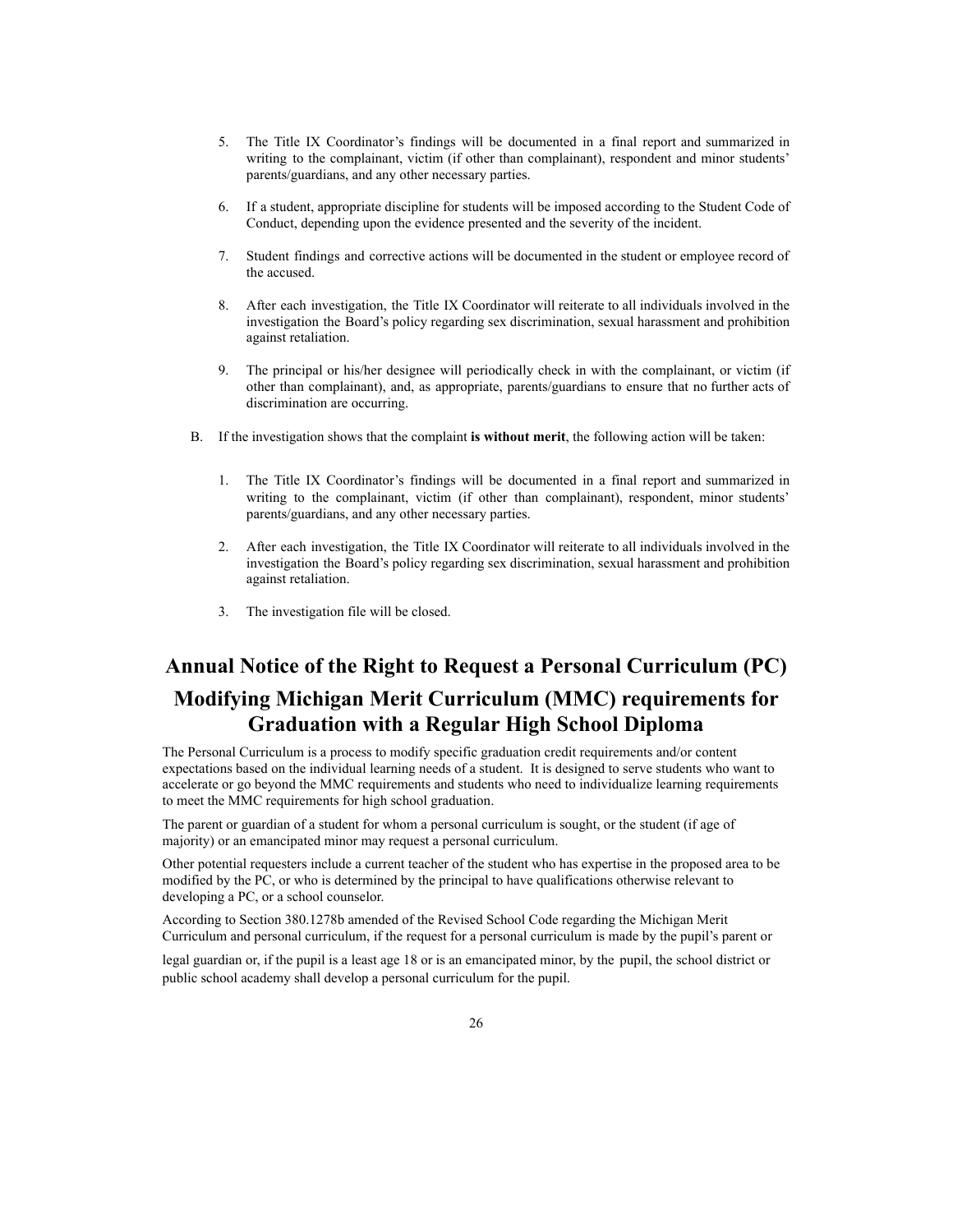5. The Title IX Coordinator's findings will be documented in a final report and summarized in writing to the complainant, victim (if other than complainant), respondent and minor students' parents/guardians, and any other necessary parties.

6. If a student, appropriate discipline for students will be imposed according to the Student Code of Conduct, depending upon the evidence presented and the severity of the incident.

7. Student findings and corrective actions will be documented in the student or employee record of the accused.

8. After each investigation, the Title IX Coordinator will reiterate to all individuals involved in the investigation the Board's policy regarding sex discrimination, sexual harassment and prohibition against retaliation.

9. The principal or his/her designee will periodically check in with the complainant, or victim (if other than complainant), and, as appropriate, parents/guardians to ensure that no further acts of discrimination are occurring.

B. If the investigation shows that the complaint **is without merit**, the following action will be taken:

1. The Title IX Coordinator's findings will be documented in a final report and summarized in writing to the complainant, victim (if other than complainant), respondent, minor students' parents/guardians, and any other necessary parties.

2. After each investigation, the Title IX Coordinator will reiterate to all individuals involved in the investigation the Board's policy regarding sex discrimination, sexual harassment and prohibition against retaliation.

3. The investigation file will be closed.

## Annual Notice of the Right to Request a Personal Curriculum (PC) Modifying Michigan Merit Curriculum (MMC) requirements for Graduation with a Regular High School Diploma

The Personal Curriculum is a process to modify specific graduation credit requirements and/or content expectations based on the individual learning needs of a student. It is designed to serve students who want to accelerate or go beyond the MMC requirements and students who need to individualize learning requirements to meet the MMC requirements for high school graduation.

The parent or guardian of a student for whom a personal curriculum is sought, or the student (if age of majority) or an emancipated minor may request a personal curriculum.

Other potential requesters include a current teacher of the student who has expertise in the proposed area to be modified by the PC, or who is determined by the principal to have qualifications otherwise relevant to developing a PC, or a school counselor.

According to Section 380.1278b amended of the Revised School Code regarding the Michigan Merit Curriculum and personal curriculum, if the request for a personal curriculum is made by the pupil's parent or legal guardian or, if the pupil is a least age 18 or is an emancipated minor, by the pupil, the school district or public school academy shall develop a personal curriculum for the pupil.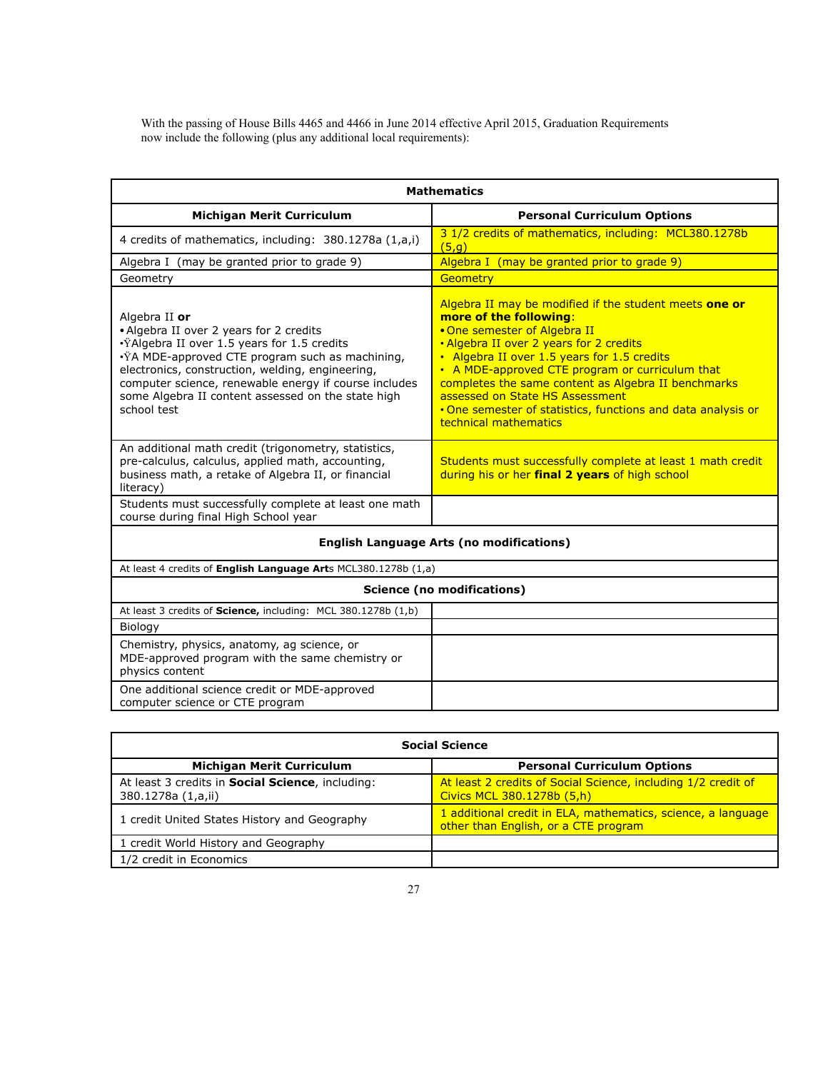With the passing of House Bills 4465 and 4466 in June 2014 effective April 2015, Graduation Requirements now include the following (plus any additional local requirements):

| **Mathematics** | |
|---|---|
| **Michigan Merit Curriculum** | **Personal Curriculum Options** |
| 4 credits of mathematics, including: 380.1278a (1,a,i) | 3 1/2 credits of mathematics, including: MCL380.1278b (5,g) |
| Algebra I (may be granted prior to grade 9) | Algebra I (may be granted prior to grade 9) |
| Geometry | Geometry |
| Algebra II **or**<br>• Algebra II over 2 years for 2 credits<br>•ŸAlgebra II over 1.5 years for 1.5 credits<br>•ŸA MDE-approved CTE program such as machining, electronics, construction, welding, engineering, computer science, renewable energy if course includes some Algebra II content assessed on the state high school test | Algebra II may be modified if the student meets **one or more of the following**:<br>• One semester of Algebra II<br>• Algebra II over 2 years for 2 credits<br>• Algebra II over 1.5 years for 1.5 credits<br>• A MDE-approved CTE program or curriculum that completes the same content as Algebra II benchmarks assessed on State HS Assessment<br>• One semester of statistics, functions and data analysis or technical mathematics |
| An additional math credit (trigonometry, statistics, pre-calculus, calculus, applied math, accounting, business math, a retake of Algebra II, or financial literacy) | Students must successfully complete at least 1 math credit during his or her **final 2 years** of high school |
| Students must successfully complete at least one math course during final High School year | |
| **English Language Arts (no modifications)** | |
| At least 4 credits of **English Language Art**s MCL380.1278b (1,a) | |
| **Science (no modifications)** | |
| At least 3 credits of **Science,** including: MCL 380.1278b (1,b) | |
| Biology | |
| Chemistry, physics, anatomy, ag science, or MDE-approved program with the same chemistry or physics content | |
| One additional science credit or MDE-approved computer science or CTE program | |

| **Social Science** | |
|---|---|
| **Michigan Merit Curriculum** | **Personal Curriculum Options** |
| At least 3 credits in **Social Science**, including: 380.1278a (1,a,ii) | At least 2 credits of Social Science, including 1/2 credit of Civics MCL 380.1278b (5,h) |
| 1 credit United States History and Geography | 1 additional credit in ELA, mathematics, science, a language other than English, or a CTE program |
| 1 credit World History and Geography | |
| 1/2 credit in Economics | |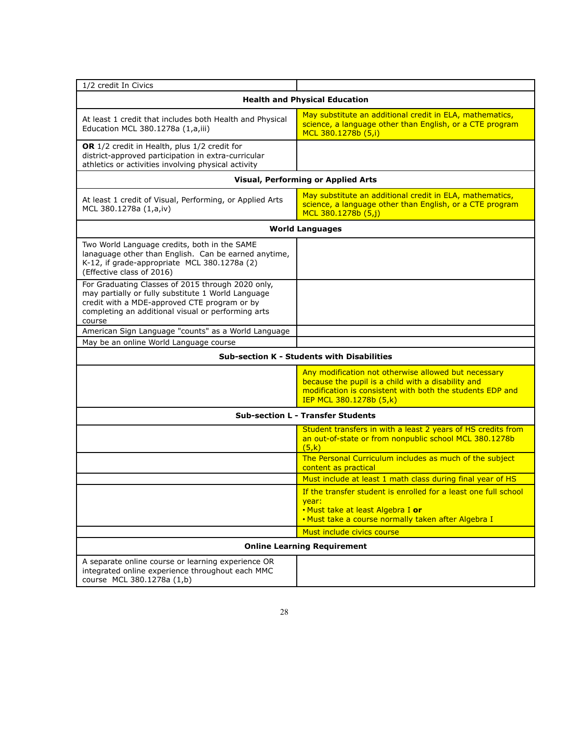| 1/2 credit In Civics | |
|---|---|
| **Health and Physical Education** | |
| At least 1 credit that includes both Health and Physical Education MCL 380.1278a (1,a,iii) | May substitute an additional credit in ELA, mathematics, science, a language other than English, or a CTE program MCL 380.1278b (5,i) |
| **OR** 1/2 credit in Health, plus 1/2 credit for district-approved participation in extra-curricular athletics or activities involving physical activity | |
| **Visual, Performing or Applied Arts** | |
| At least 1 credit of Visual, Performing, or Applied Arts MCL 380.1278a (1,a,iv) | May substitute an additional credit in ELA, mathematics, science, a language other than English, or a CTE program MCL 380.1278b (5,j) |
| **World Languages** | |
| Two World Language credits, both in the SAME lanaguage other than English. Can be earned anytime, K-12, if grade-appropriate MCL 380.1278a (2) (Effective class of 2016) | |
| For Graduating Classes of 2015 through 2020 only, may partially or fully substitute 1 World Language credit with a MDE-approved CTE program or by completing an additional visual or performing arts course | |
| American Sign Language "counts" as a World Language | |
| May be an online World Language course | |
| **Sub-section K - Students with Disabilities** | |
| | Any modification not otherwise allowed but necessary because the pupil is a child with a disability and modification is consistent with both the students EDP and IEP MCL 380.1278b (5,k) |
| **Sub-section L - Transfer Students** | |
| | Student transfers in with a least 2 years of HS credits from an out-of-state or from nonpublic school MCL 380.1278b (5,k) |
| | The Personal Curriculum includes as much of the subject content as practical |
| | Must include at least 1 math class during final year of HS |
| | If the transfer student is enrolled for a least one full school year:<br>• Must take at least Algebra I **or**<br>• Must take a course normally taken after Algebra I |
| | Must include civics course |
| **Online Learning Requirement** | |
| A separate online course or learning experience OR integrated online experience throughout each MMC course MCL 380.1278a (1,b) | |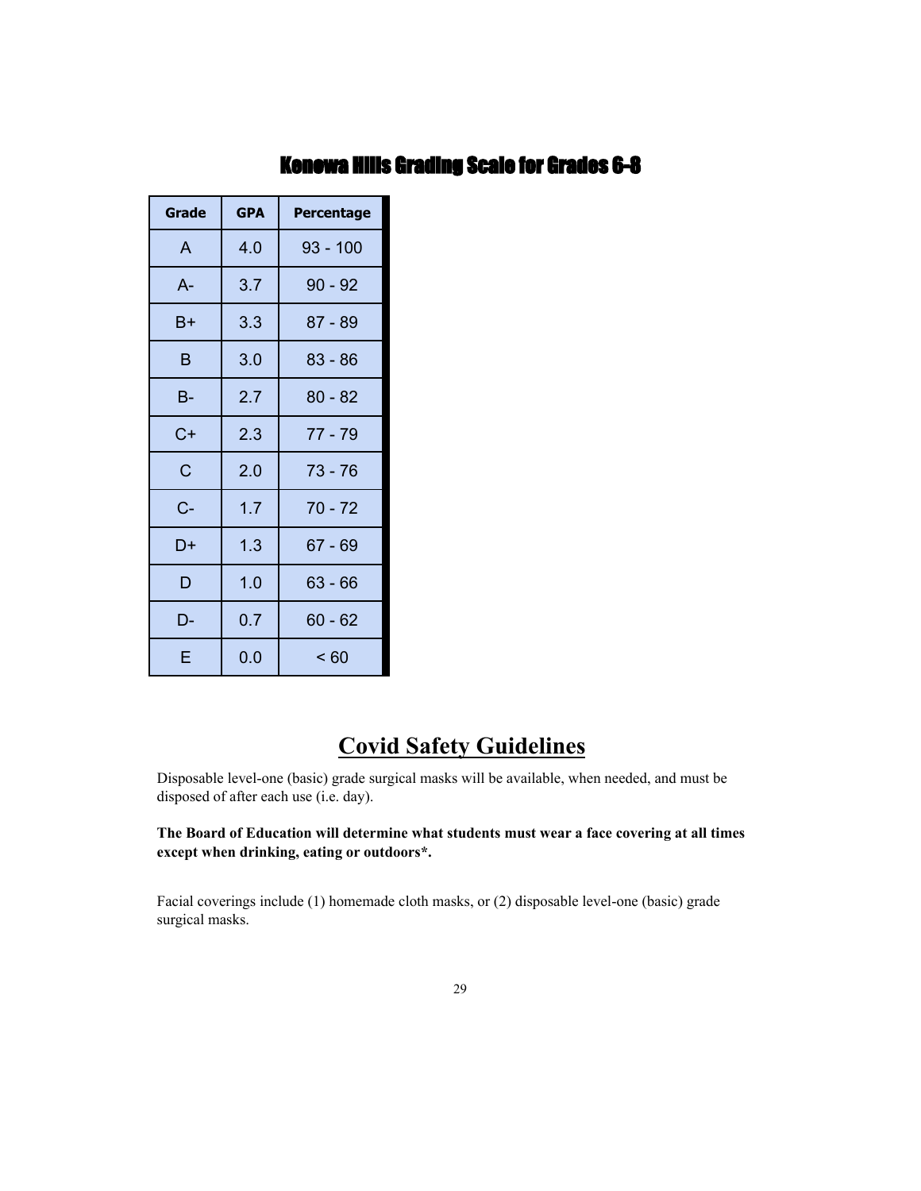## Kenowa Hills Grading Scale for Grades 6-8

| Grade | GPA | Percentage |
|---|---|---|
| A | 4.0 | 93 - 100 |
| A- | 3.7 | 90 - 92 |
| B+ | 3.3 | 87 - 89 |
| B | 3.0 | 83 - 86 |
| B- | 2.7 | 80 - 82 |
| C+ | 2.3 | 77 - 79 |
| C | 2.0 | 73 - 76 |
| C- | 1.7 | 70 - 72 |
| D+ | 1.3 | 67 - 69 |
| D | 1.0 | 63 - 66 |
| D- | 0.7 | 60 - 62 |
| E | 0.0 | < 60 |

# Covid Safety Guidelines

Disposable level-one (basic) grade surgical masks will be available, when needed, and must be disposed of after each use (i.e. day).

**The Board of Education will determine what students must wear a face covering at all times except when drinking, eating or outdoors*.**

Facial coverings include (1) homemade cloth masks, or (2) disposable level-one (basic) grade surgical masks.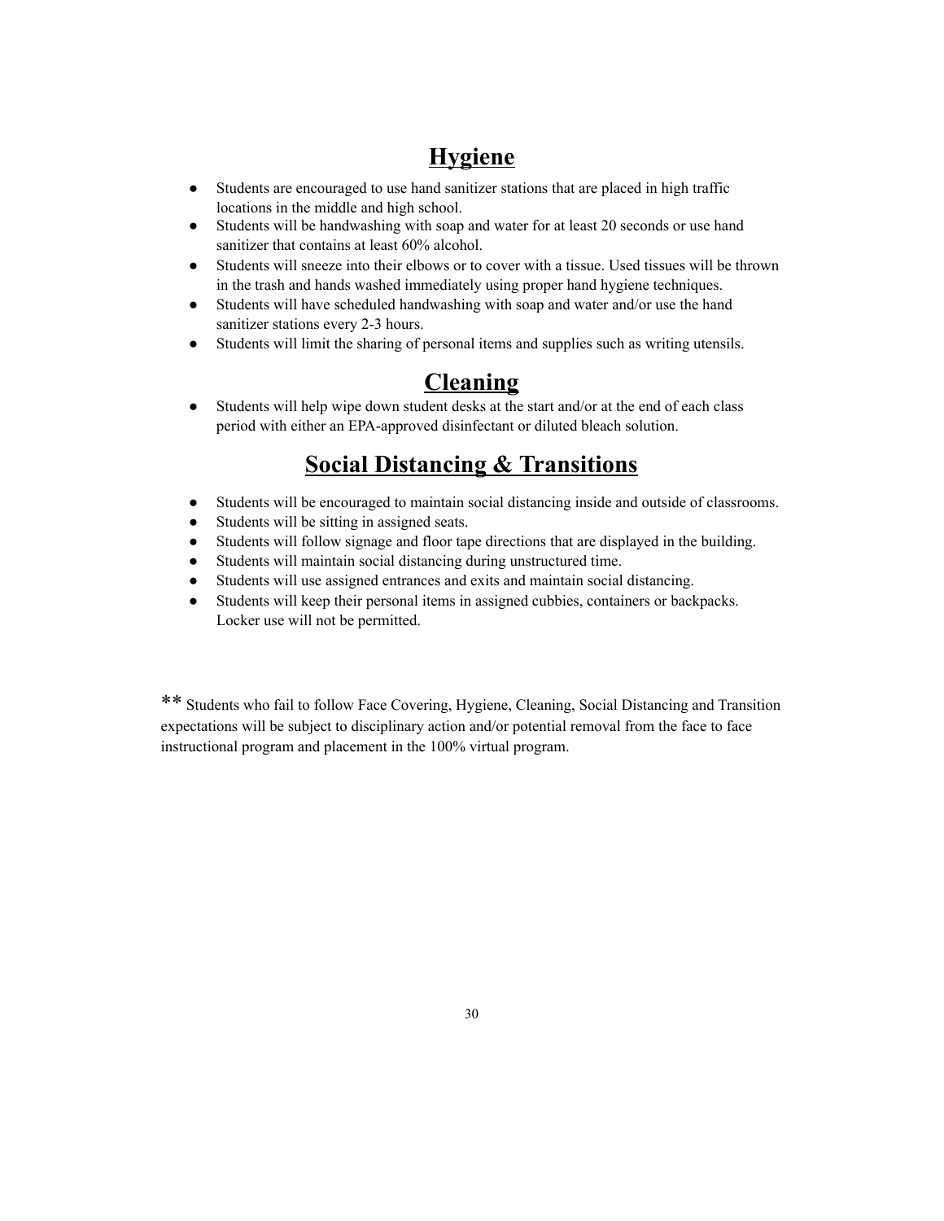## Hygiene

- Students are encouraged to use hand sanitizer stations that are placed in high traffic locations in the middle and high school.
- Students will be handwashing with soap and water for at least 20 seconds or use hand sanitizer that contains at least 60% alcohol.
- Students will sneeze into their elbows or to cover with a tissue. Used tissues will be thrown in the trash and hands washed immediately using proper hand hygiene techniques.
- Students will have scheduled handwashing with soap and water and/or use the hand sanitizer stations every 2-3 hours.
- Students will limit the sharing of personal items and supplies such as writing utensils.

## Cleaning

- Students will help wipe down student desks at the start and/or at the end of each class period with either an EPA-approved disinfectant or diluted bleach solution.

## Social Distancing & Transitions

- Students will be encouraged to maintain social distancing inside and outside of classrooms.
- Students will be sitting in assigned seats.
- Students will follow signage and floor tape directions that are displayed in the building.
- Students will maintain social distancing during unstructured time.
- Students will use assigned entrances and exits and maintain social distancing.
- Students will keep their personal items in assigned cubbies, containers or backpacks. Locker use will not be permitted.

** Students who fail to follow Face Covering, Hygiene, Cleaning, Social Distancing and Transition expectations will be subject to disciplinary action and/or potential removal from the face to face instructional program and placement in the 100% virtual program.